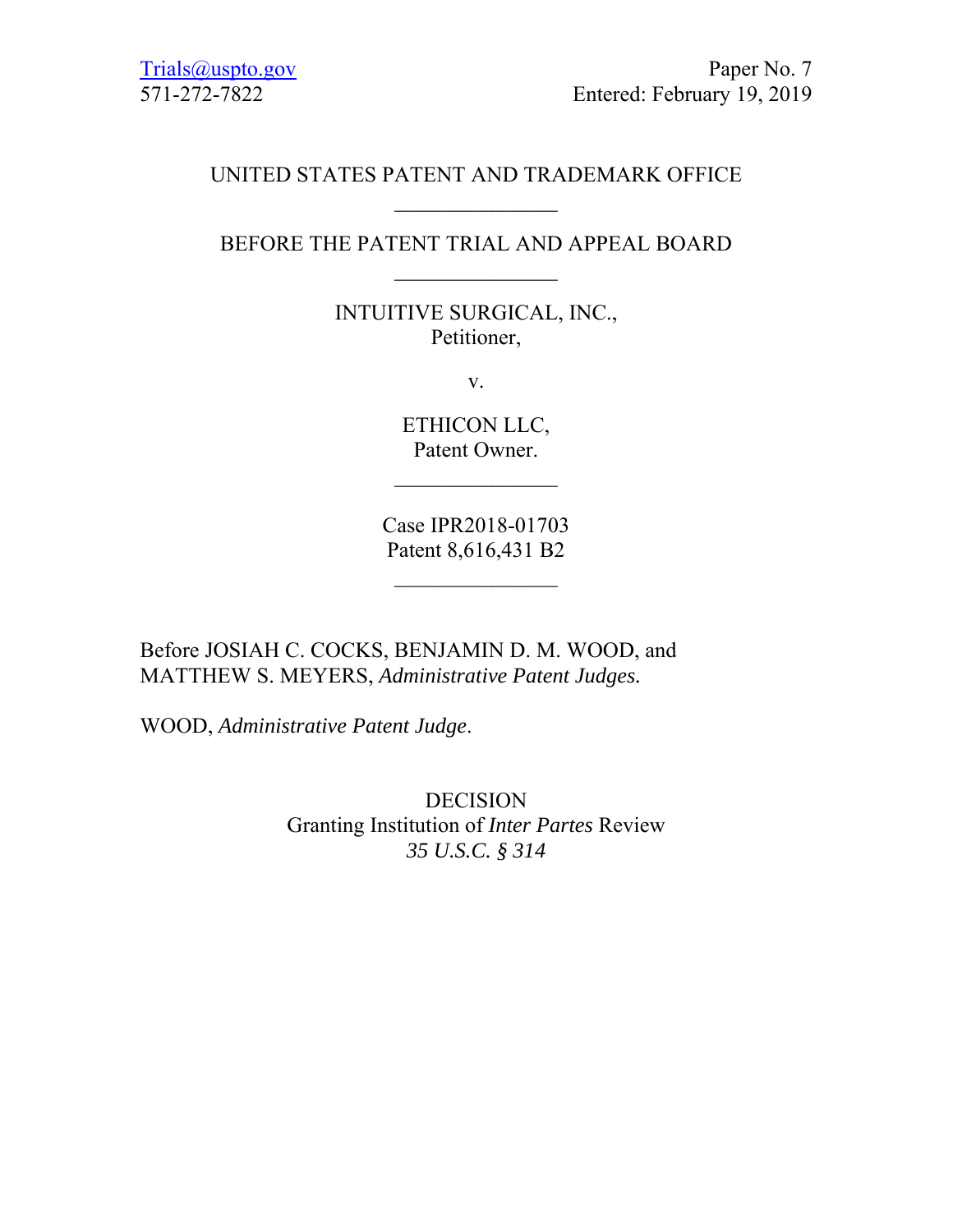Trials@uspto.gov
571-272-7822

Paper No. 7
Entered: February 19, 2019

UNITED STATES PATENT AND TRADEMARK OFFICE

---

BEFORE THE PATENT TRIAL AND APPEAL BOARD

---

INTUITIVE SURGICAL, INC.,
Petitioner,

v.

ETHICON LLC,
Patent Owner.

---

Case IPR2018-01703
Patent 8,616,431 B2

---

Before JOSIAH C. COCKS, BENJAMIN D. M. WOOD, and MATTHEW S. MEYERS, *Administrative Patent Judges.*

WOOD, *Administrative Patent Judge*.

DECISION
Granting Institution of *Inter Partes* Review
*35 U.S.C. § 314*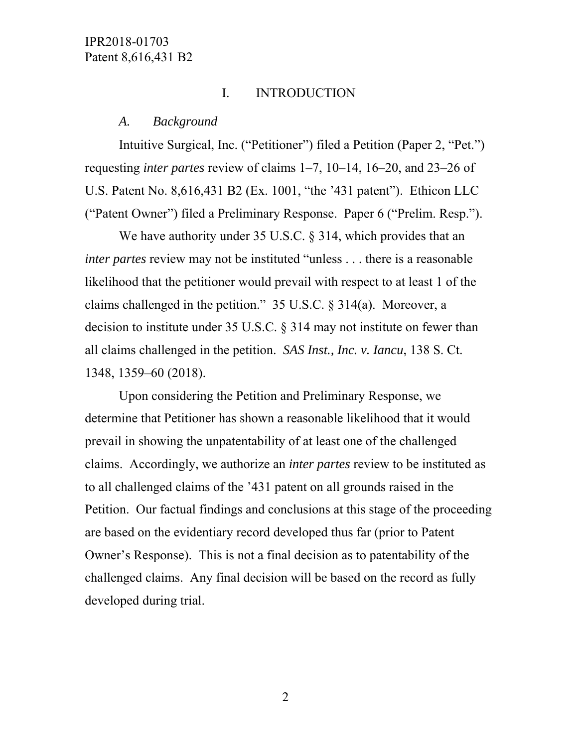# I. INTRODUCTION

## *A. Background*

Intuitive Surgical, Inc. ("Petitioner") filed a Petition (Paper 2, "Pet.") requesting *inter partes* review of claims 1–7, 10–14, 16–20, and 23–26 of U.S. Patent No. 8,616,431 B2 (Ex. 1001, "the '431 patent"). Ethicon LLC ("Patent Owner") filed a Preliminary Response. Paper 6 ("Prelim. Resp.").

We have authority under 35 U.S.C. § 314, which provides that an *inter partes* review may not be instituted "unless . . . there is a reasonable likelihood that the petitioner would prevail with respect to at least 1 of the claims challenged in the petition." 35 U.S.C. § 314(a). Moreover, a decision to institute under 35 U.S.C. § 314 may not institute on fewer than all claims challenged in the petition. *SAS Inst., Inc. v. Iancu*, 138 S. Ct. 1348, 1359–60 (2018).

Upon considering the Petition and Preliminary Response, we determine that Petitioner has shown a reasonable likelihood that it would prevail in showing the unpatentability of at least one of the challenged claims. Accordingly, we authorize an *inter partes* review to be instituted as to all challenged claims of the '431 patent on all grounds raised in the Petition. Our factual findings and conclusions at this stage of the proceeding are based on the evidentiary record developed thus far (prior to Patent Owner's Response). This is not a final decision as to patentability of the challenged claims. Any final decision will be based on the record as fully developed during trial.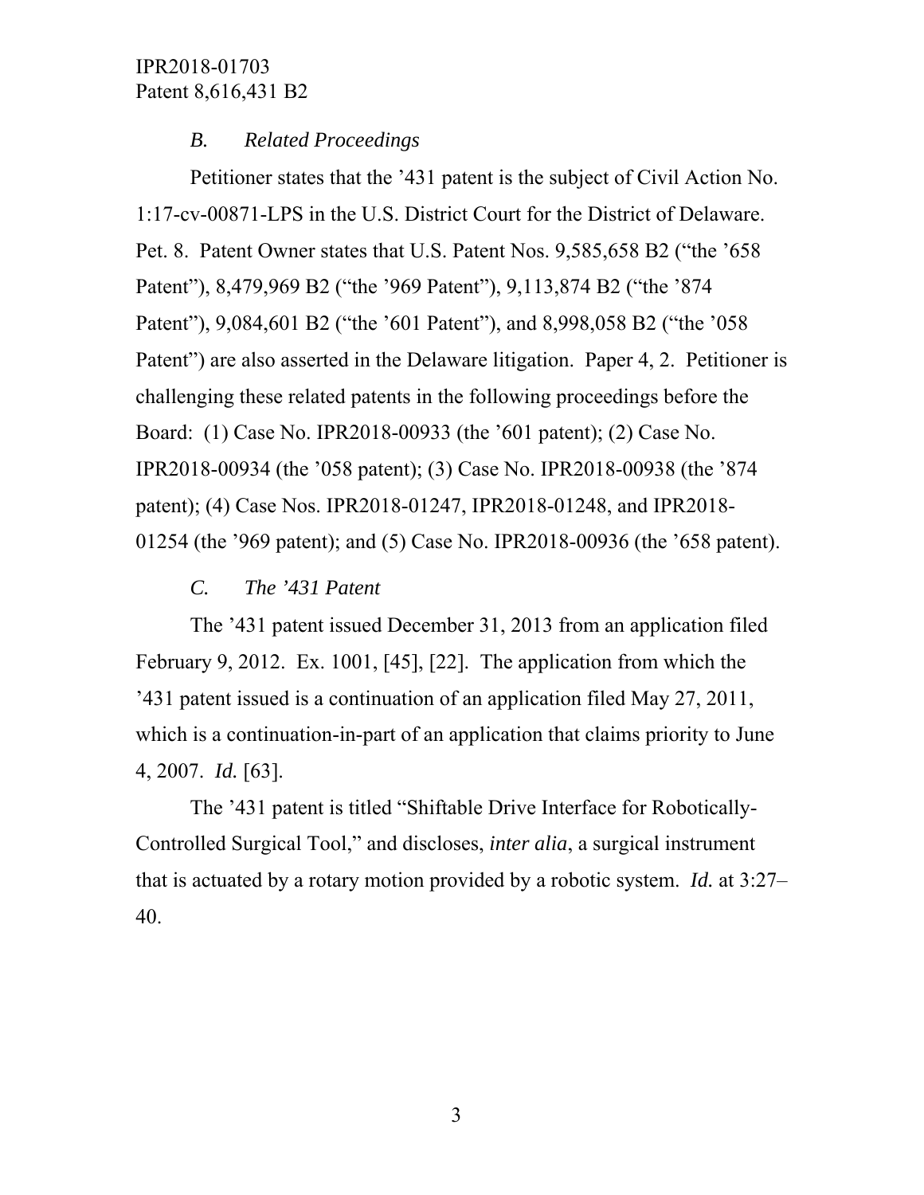### *B. Related Proceedings*

Petitioner states that the ’431 patent is the subject of Civil Action No. 1:17-cv-00871-LPS in the U.S. District Court for the District of Delaware. Pet. 8. Patent Owner states that U.S. Patent Nos. 9,585,658 B2 (“the ’658 Patent”), 8,479,969 B2 (“the ’969 Patent”), 9,113,874 B2 (“the ’874 Patent”), 9,084,601 B2 (“the ’601 Patent”), and 8,998,058 B2 (“the ’058 Patent”) are also asserted in the Delaware litigation. Paper 4, 2. Petitioner is challenging these related patents in the following proceedings before the Board: (1) Case No. IPR2018-00933 (the ’601 patent); (2) Case No. IPR2018-00934 (the ’058 patent); (3) Case No. IPR2018-00938 (the ’874 patent); (4) Case Nos. IPR2018-01247, IPR2018-01248, and IPR2018-01254 (the ’969 patent); and (5) Case No. IPR2018-00936 (the ’658 patent).

### *C. The ’431 Patent*

The ’431 patent issued December 31, 2013 from an application filed February 9, 2012. Ex. 1001, [45], [22]. The application from which the ’431 patent issued is a continuation of an application filed May 27, 2011, which is a continuation-in-part of an application that claims priority to June 4, 2007. *Id.* [63].

The ’431 patent is titled “Shiftable Drive Interface for Robotically-Controlled Surgical Tool,” and discloses, *inter alia*, a surgical instrument that is actuated by a rotary motion provided by a robotic system. *Id.* at 3:27–40.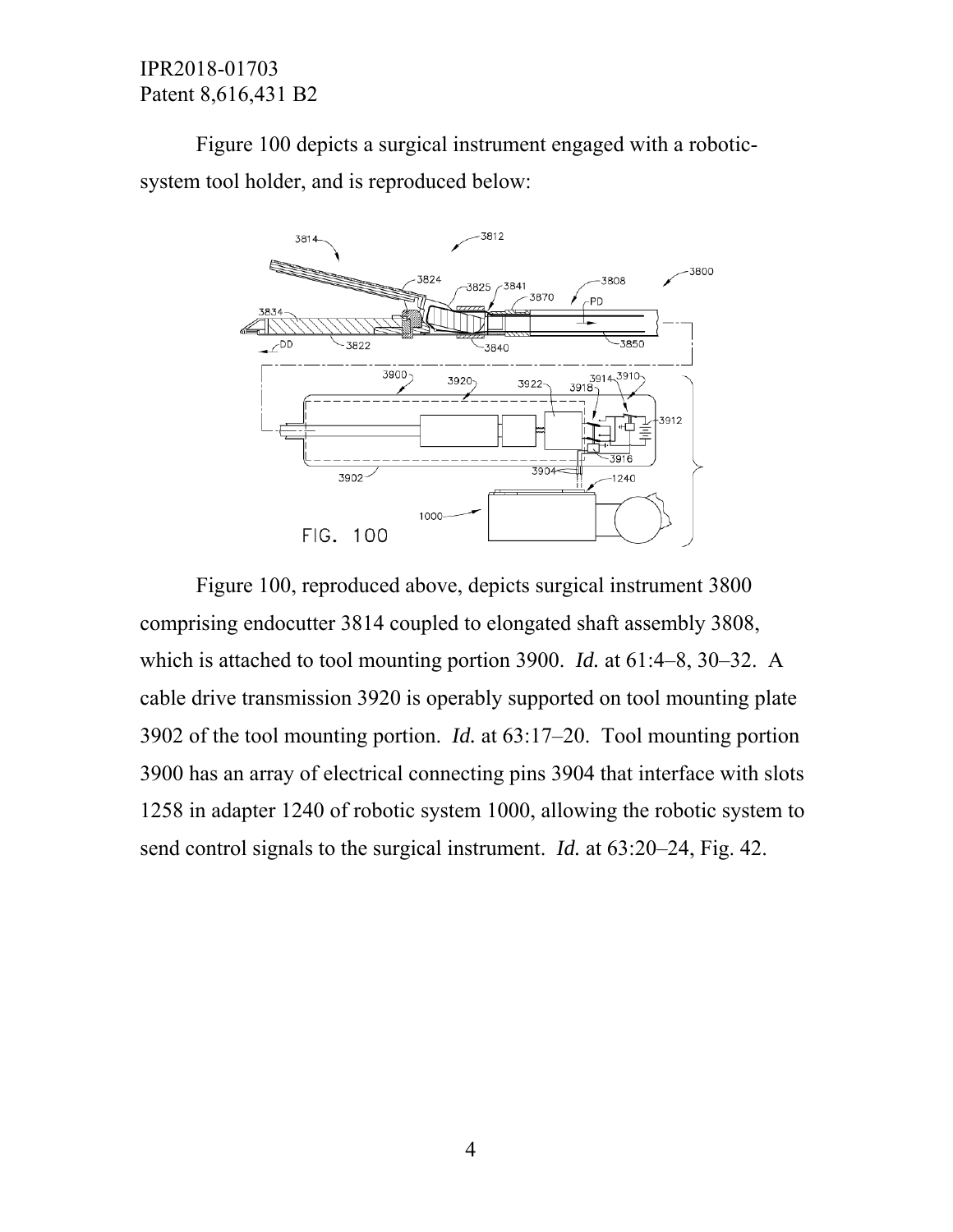Figure 100 depicts a surgical instrument engaged with a robotic-system tool holder, and is reproduced below:

Figure 100, reproduced above, depicts surgical instrument 3800 comprising endocutter 3814 coupled to elongated shaft assembly 3808, which is attached to tool mounting portion 3900. *Id.* at 61:4–8, 30–32. A cable drive transmission 3920 is operably supported on tool mounting plate 3902 of the tool mounting portion. *Id.* at 63:17–20. Tool mounting portion 3900 has an array of electrical connecting pins 3904 that interface with slots 1258 in adapter 1240 of robotic system 1000, allowing the robotic system to send control signals to the surgical instrument. *Id.* at 63:20–24, Fig. 42.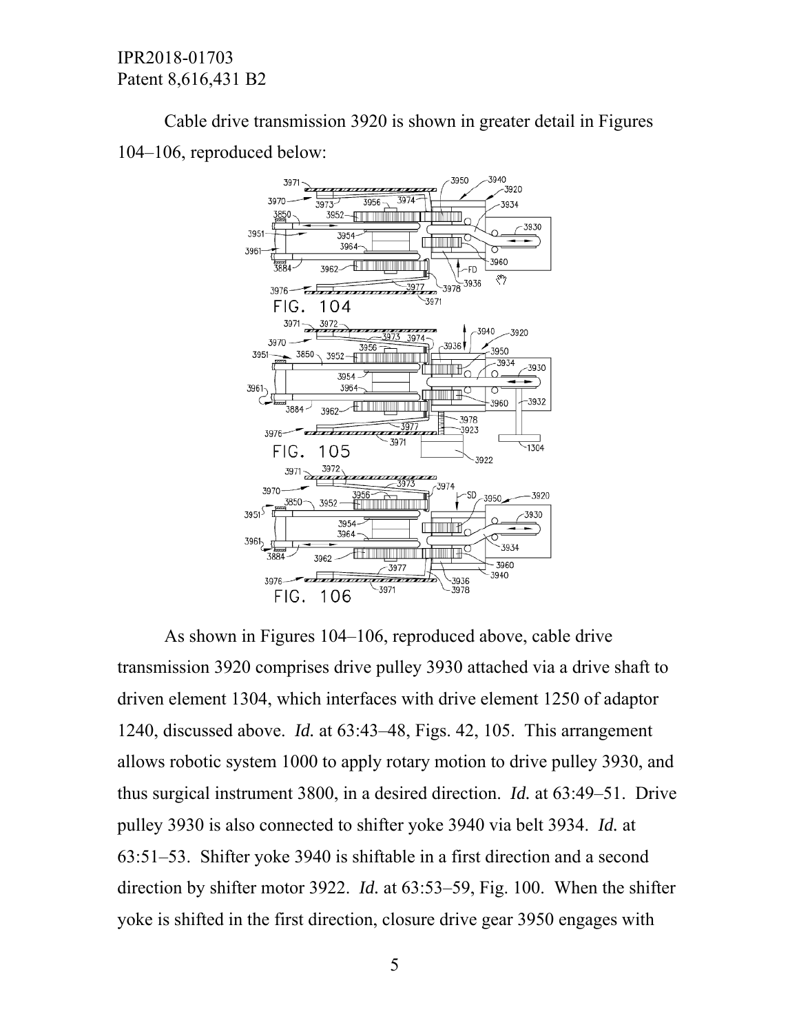Cable drive transmission 3920 is shown in greater detail in Figures 104–106, reproduced below:

As shown in Figures 104–106, reproduced above, cable drive transmission 3920 comprises drive pulley 3930 attached via a drive shaft to driven element 1304, which interfaces with drive element 1250 of adaptor 1240, discussed above. *Id.* at 63:43–48, Figs. 42, 105. This arrangement allows robotic system 1000 to apply rotary motion to drive pulley 3930, and thus surgical instrument 3800, in a desired direction. *Id.* at 63:49–51. Drive pulley 3930 is also connected to shifter yoke 3940 via belt 3934. *Id.* at 63:51–53. Shifter yoke 3940 is shiftable in a first direction and a second direction by shifter motor 3922. *Id.* at 63:53–59, Fig. 100. When the shifter yoke is shifted in the first direction, closure drive gear 3950 engages with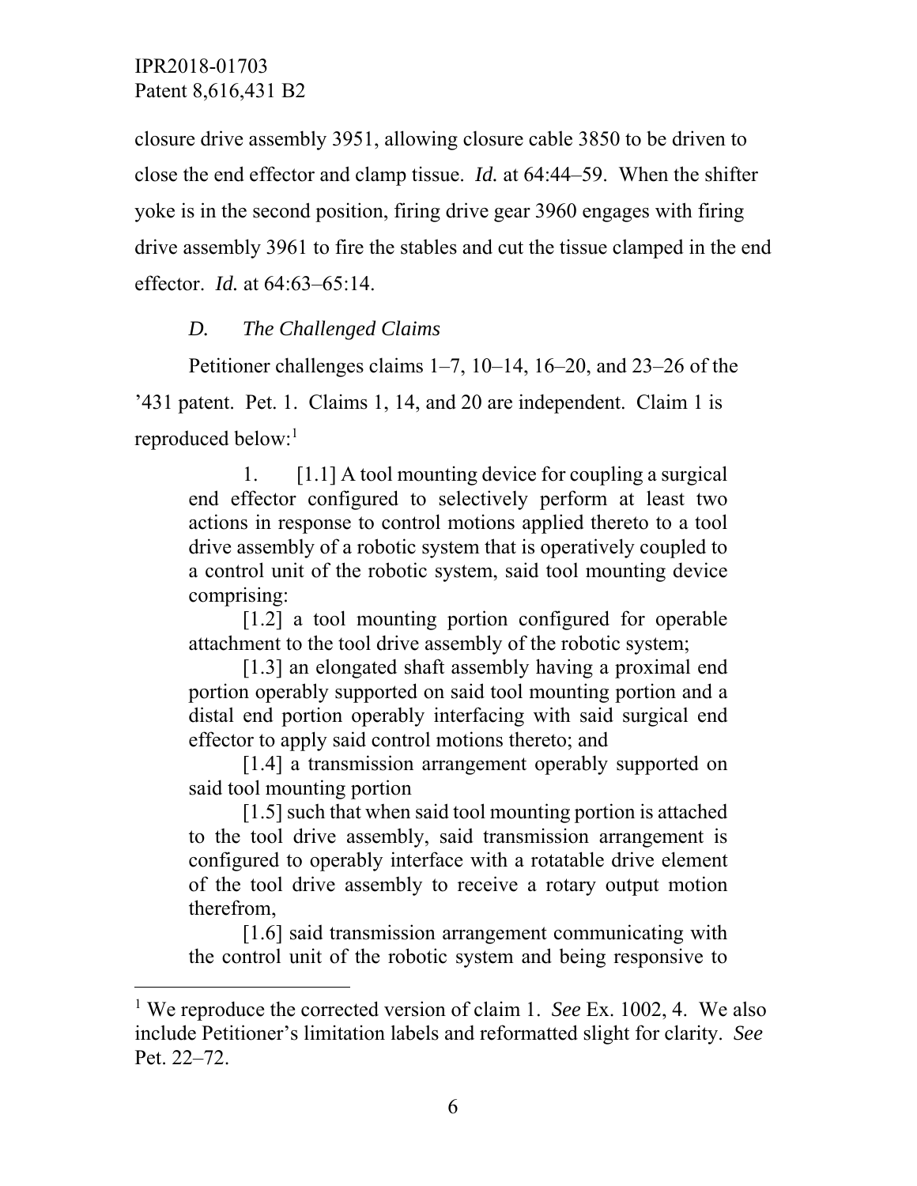closure drive assembly 3951, allowing closure cable 3850 to be driven to close the end effector and clamp tissue. *Id.* at 64:44–59. When the shifter yoke is in the second position, firing drive gear 3960 engages with firing drive assembly 3961 to fire the stables and cut the tissue clamped in the end effector. *Id.* at 64:63–65:14.

### *D. The Challenged Claims*

Petitioner challenges claims 1–7, 10–14, 16–20, and 23–26 of the '431 patent. Pet. 1. Claims 1, 14, and 20 are independent. Claim 1 is reproduced below:[1]

> 1. [1.1] A tool mounting device for coupling a surgical end effector configured to selectively perform at least two actions in response to control motions applied thereto to a tool drive assembly of a robotic system that is operatively coupled to a control unit of the robotic system, said tool mounting device comprising:
>
> [1.2] a tool mounting portion configured for operable attachment to the tool drive assembly of the robotic system;
>
> [1.3] an elongated shaft assembly having a proximal end portion operably supported on said tool mounting portion and a distal end portion operably interfacing with said surgical end effector to apply said control motions thereto; and
>
> [1.4] a transmission arrangement operably supported on said tool mounting portion
>
> [1.5] such that when said tool mounting portion is attached to the tool drive assembly, said transmission arrangement is configured to operably interface with a rotatable drive element of the tool drive assembly to receive a rotary output motion therefrom,
>
> [1.6] said transmission arrangement communicating with the control unit of the robotic system and being responsive to

---

[1] We reproduce the corrected version of claim 1. *See* Ex. 1002, 4. We also include Petitioner's limitation labels and reformatted slight for clarity. *See* Pet. 22–72.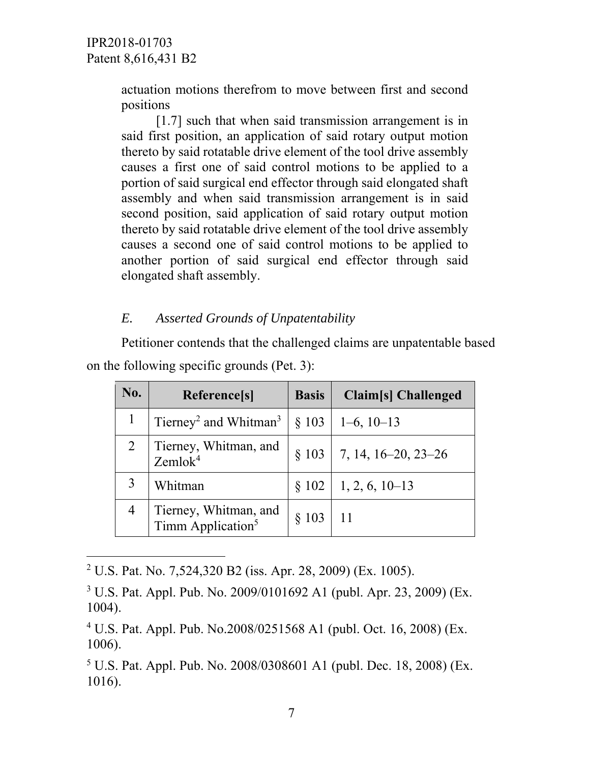actuation motions therefrom to move between first and second positions

[1.7] such that when said transmission arrangement is in said first position, an application of said rotary output motion thereto by said rotatable drive element of the tool drive assembly causes a first one of said control motions to be applied to a portion of said surgical end effector through said elongated shaft assembly and when said transmission arrangement is in said second position, said application of said rotary output motion thereto by said rotatable drive element of the tool drive assembly causes a second one of said control motions to be applied to another portion of said surgical end effector through said elongated shaft assembly.

### *E. Asserted Grounds of Unpatentability*

Petitioner contends that the challenged claims are unpatentable based on the following specific grounds (Pet. 3):

| No. | Reference[s] | Basis | Claim[s] Challenged |
|---|---|---|---|
| 1 | Tierney[2] and Whitman[3] | § 103 | 1–6, 10–13 |
| 2 | Tierney, Whitman, and Zemlok[4] | § 103 | 7, 14, 16–20, 23–26 |
| 3 | Whitman | § 102 | 1, 2, 6, 10–13 |
| 4 | Tierney, Whitman, and Timm Application[5] | § 103 | 11 |

[2] U.S. Pat. No. 7,524,320 B2 (iss. Apr. 28, 2009) (Ex. 1005).

[3] U.S. Pat. Appl. Pub. No. 2009/0101692 A1 (publ. Apr. 23, 2009) (Ex. 1004).

[4] U.S. Pat. Appl. Pub. No.2008/0251568 A1 (publ. Oct. 16, 2008) (Ex. 1006).

[5] U.S. Pat. Appl. Pub. No. 2008/0308601 A1 (publ. Dec. 18, 2008) (Ex. 1016).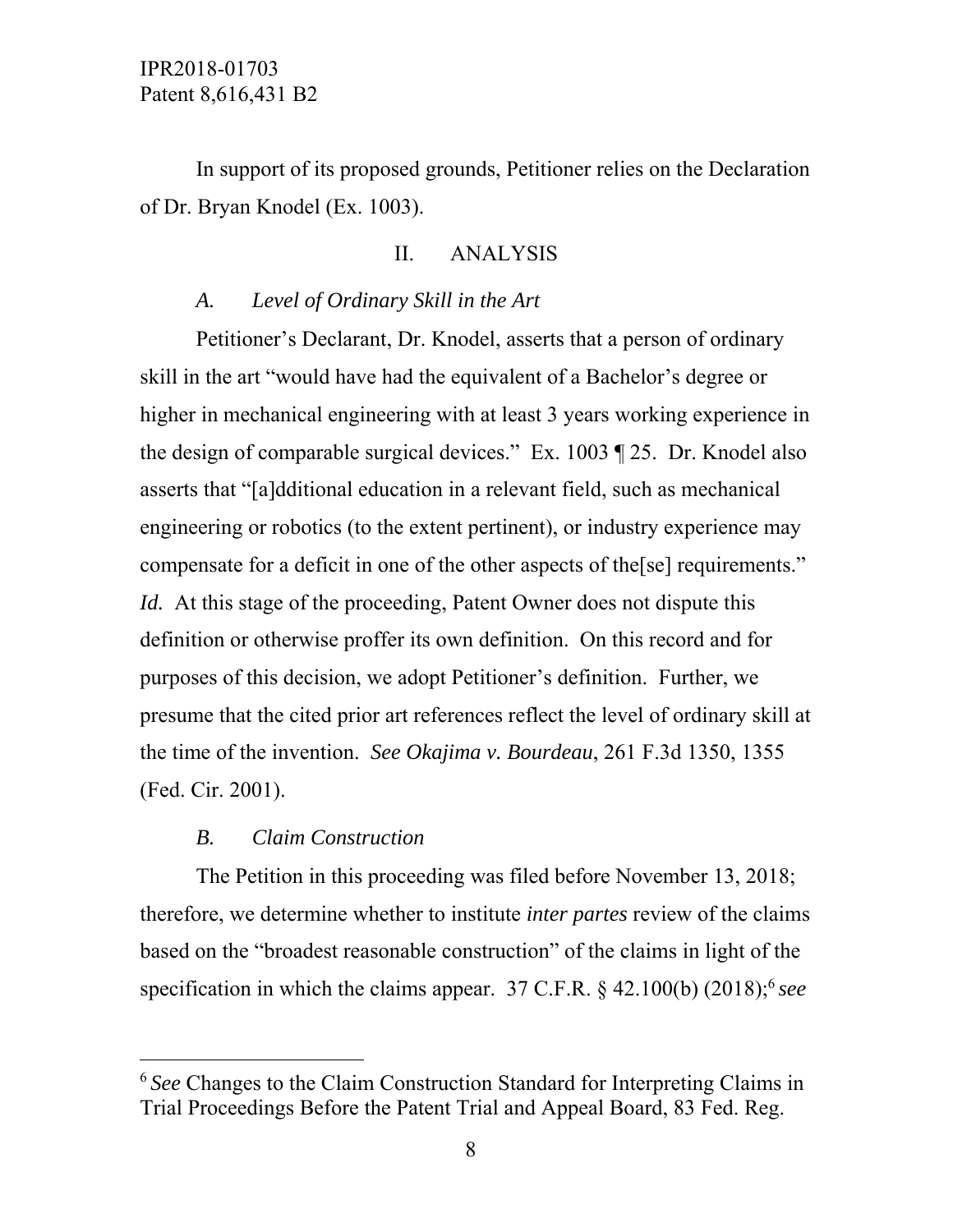In support of its proposed grounds, Petitioner relies on the Declaration of Dr. Bryan Knodel (Ex. 1003).

## II. ANALYSIS

### *A. Level of Ordinary Skill in the Art*

Petitioner's Declarant, Dr. Knodel, asserts that a person of ordinary skill in the art "would have had the equivalent of a Bachelor's degree or higher in mechanical engineering with at least 3 years working experience in the design of comparable surgical devices." Ex. 1003 ¶ 25. Dr. Knodel also asserts that "[a]dditional education in a relevant field, such as mechanical engineering or robotics (to the extent pertinent), or industry experience may compensate for a deficit in one of the other aspects of the[se] requirements." *Id.* At this stage of the proceeding, Patent Owner does not dispute this definition or otherwise proffer its own definition. On this record and for purposes of this decision, we adopt Petitioner's definition. Further, we presume that the cited prior art references reflect the level of ordinary skill at the time of the invention. *See Okajima v. Bourdeau*, 261 F.3d 1350, 1355 (Fed. Cir. 2001).

### *B. Claim Construction*

The Petition in this proceeding was filed before November 13, 2018; therefore, we determine whether to institute *inter partes* review of the claims based on the "broadest reasonable construction" of the claims in light of the specification in which the claims appear. 37 C.F.R. § 42.100(b) (2018);[6] *see*

---

[6] *See* Changes to the Claim Construction Standard for Interpreting Claims in Trial Proceedings Before the Patent Trial and Appeal Board, 83 Fed. Reg.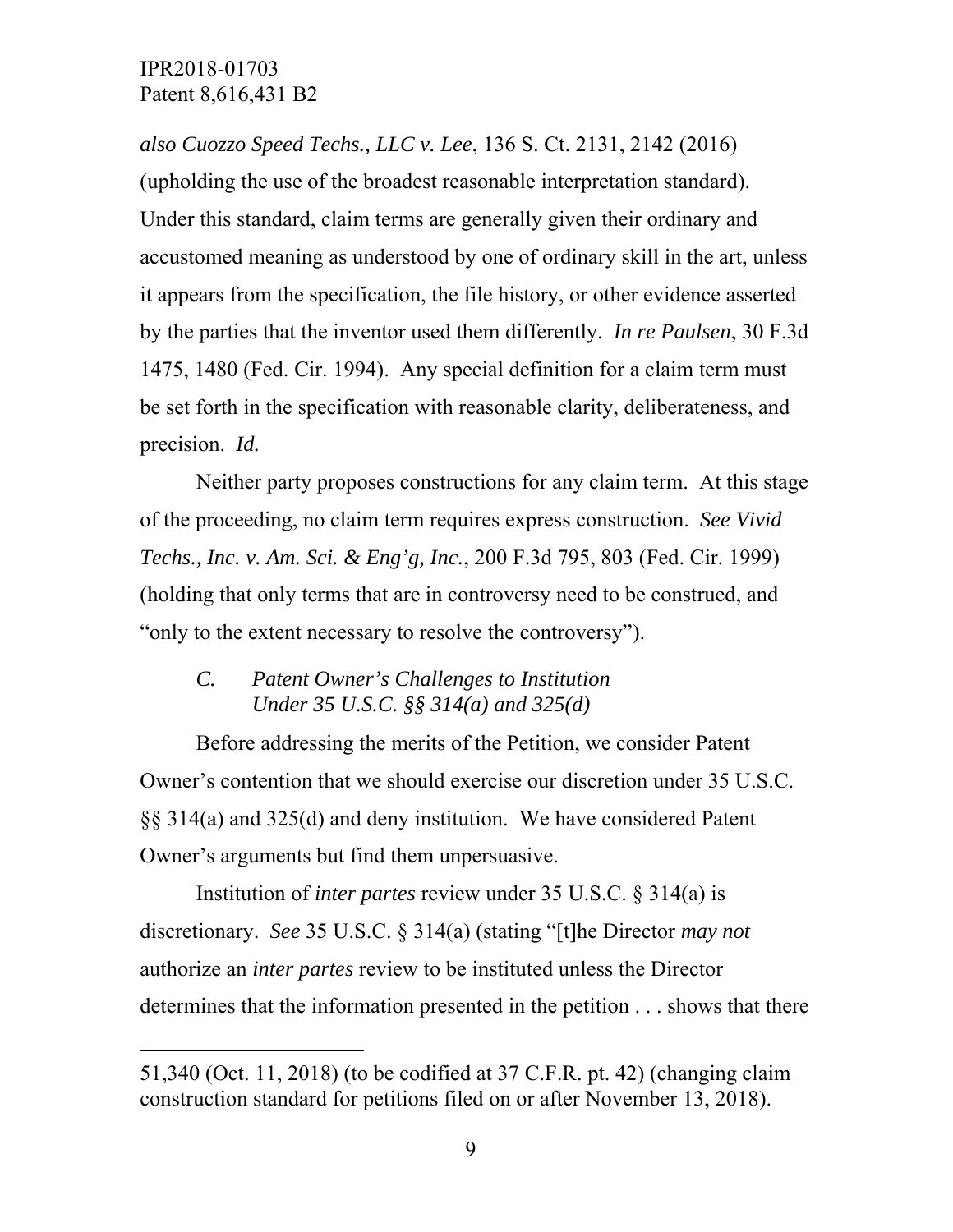*also Cuozzo Speed Techs., LLC v. Lee*, 136 S. Ct. 2131, 2142 (2016) (upholding the use of the broadest reasonable interpretation standard). Under this standard, claim terms are generally given their ordinary and accustomed meaning as understood by one of ordinary skill in the art, unless it appears from the specification, the file history, or other evidence asserted by the parties that the inventor used them differently. *In re Paulsen*, 30 F.3d 1475, 1480 (Fed. Cir. 1994). Any special definition for a claim term must be set forth in the specification with reasonable clarity, deliberateness, and precision. *Id.*

Neither party proposes constructions for any claim term. At this stage of the proceeding, no claim term requires express construction. *See Vivid Techs., Inc. v. Am. Sci. & Eng'g, Inc.*, 200 F.3d 795, 803 (Fed. Cir. 1999) (holding that only terms that are in controversy need to be construed, and "only to the extent necessary to resolve the controversy").

### *C. Patent Owner's Challenges to Institution Under 35 U.S.C. §§ 314(a) and 325(d)*

Before addressing the merits of the Petition, we consider Patent Owner's contention that we should exercise our discretion under 35 U.S.C. §§ 314(a) and 325(d) and deny institution. We have considered Patent Owner's arguments but find them unpersuasive.

Institution of *inter partes* review under 35 U.S.C. § 314(a) is discretionary. *See* 35 U.S.C. § 314(a) (stating "[t]he Director *may not* authorize an *inter partes* review to be instituted unless the Director determines that the information presented in the petition . . . shows that there

51,340 (Oct. 11, 2018) (to be codified at 37 C.F.R. pt. 42) (changing claim construction standard for petitions filed on or after November 13, 2018).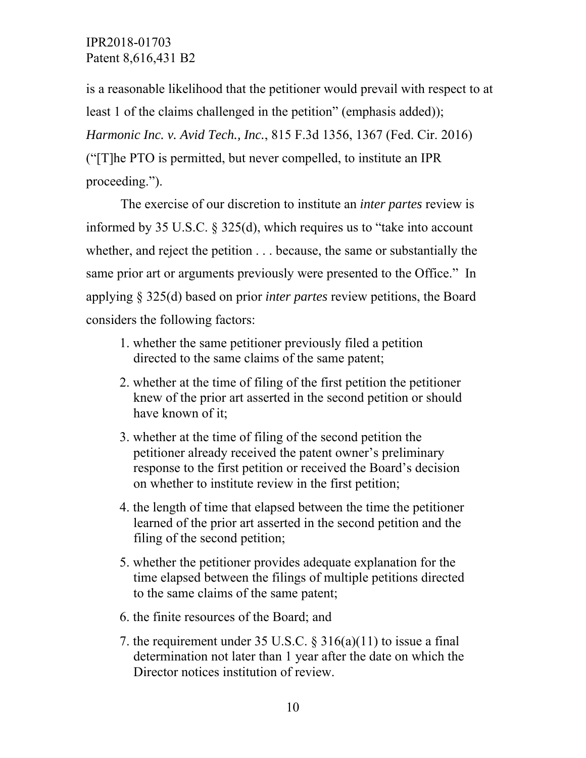is a reasonable likelihood that the petitioner would prevail with respect to at least 1 of the claims challenged in the petition" (emphasis added)); *Harmonic Inc. v. Avid Tech., Inc.*, 815 F.3d 1356, 1367 (Fed. Cir. 2016) ("[T]he PTO is permitted, but never compelled, to institute an IPR proceeding.").

The exercise of our discretion to institute an *inter partes* review is informed by 35 U.S.C. § 325(d), which requires us to "take into account whether, and reject the petition . . . because, the same or substantially the same prior art or arguments previously were presented to the Office." In applying § 325(d) based on prior *inter partes* review petitions, the Board considers the following factors:

1. whether the same petitioner previously filed a petition directed to the same claims of the same patent;
2. whether at the time of filing of the first petition the petitioner knew of the prior art asserted in the second petition or should have known of it;
3. whether at the time of filing of the second petition the petitioner already received the patent owner's preliminary response to the first petition or received the Board's decision on whether to institute review in the first petition;
4. the length of time that elapsed between the time the petitioner learned of the prior art asserted in the second petition and the filing of the second petition;
5. whether the petitioner provides adequate explanation for the time elapsed between the filings of multiple petitions directed to the same claims of the same patent;
6. the finite resources of the Board; and
7. the requirement under 35 U.S.C. § 316(a)(11) to issue a final determination not later than 1 year after the date on which the Director notices institution of review.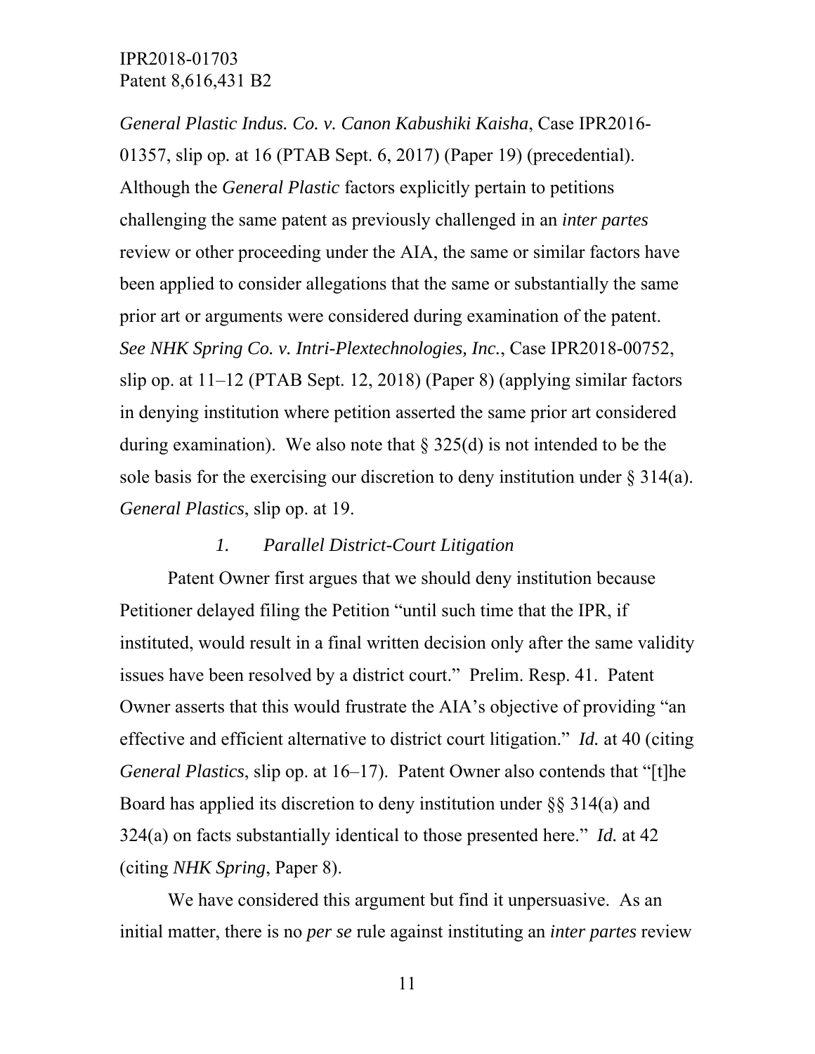*General Plastic Indus. Co. v. Canon Kabushiki Kaisha*, Case IPR2016-01357, slip op. at 16 (PTAB Sept. 6, 2017) (Paper 19) (precedential). Although the *General Plastic* factors explicitly pertain to petitions challenging the same patent as previously challenged in an *inter partes* review or other proceeding under the AIA, the same or similar factors have been applied to consider allegations that the same or substantially the same prior art or arguments were considered during examination of the patent. *See NHK Spring Co. v. Intri-Plextechnologies, Inc.*, Case IPR2018-00752, slip op. at 11–12 (PTAB Sept. 12, 2018) (Paper 8) (applying similar factors in denying institution where petition asserted the same prior art considered during examination). We also note that § 325(d) is not intended to be the sole basis for the exercising our discretion to deny institution under § 314(a). *General Plastics*, slip op. at 19.

### *1. Parallel District-Court Litigation*

Patent Owner first argues that we should deny institution because Petitioner delayed filing the Petition "until such time that the IPR, if instituted, would result in a final written decision only after the same validity issues have been resolved by a district court." Prelim. Resp. 41. Patent Owner asserts that this would frustrate the AIA's objective of providing "an effective and efficient alternative to district court litigation." *Id.* at 40 (citing *General Plastics*, slip op. at 16–17). Patent Owner also contends that "[t]he Board has applied its discretion to deny institution under §§ 314(a) and 324(a) on facts substantially identical to those presented here." *Id.* at 42 (citing *NHK Spring*, Paper 8).

We have considered this argument but find it unpersuasive. As an initial matter, there is no *per se* rule against instituting an *inter partes* review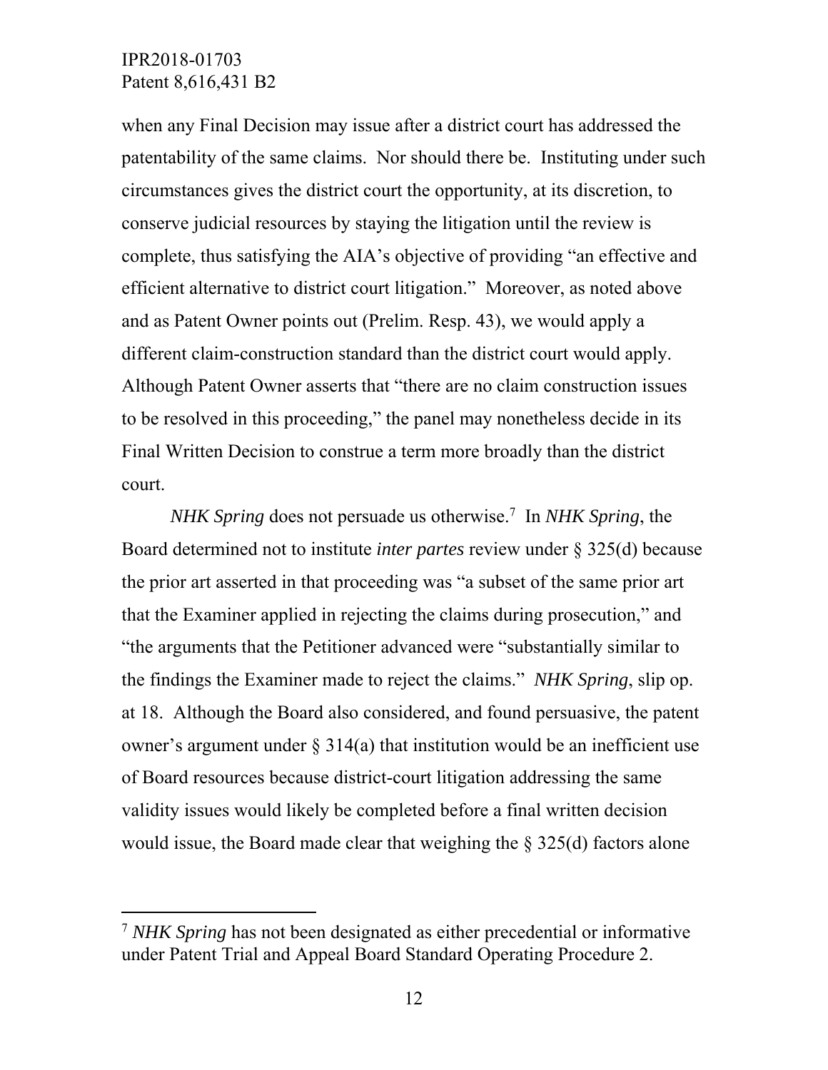when any Final Decision may issue after a district court has addressed the patentability of the same claims. Nor should there be. Instituting under such circumstances gives the district court the opportunity, at its discretion, to conserve judicial resources by staying the litigation until the review is complete, thus satisfying the AIA's objective of providing "an effective and efficient alternative to district court litigation." Moreover, as noted above and as Patent Owner points out (Prelim. Resp. 43), we would apply a different claim-construction standard than the district court would apply. Although Patent Owner asserts that "there are no claim construction issues to be resolved in this proceeding," the panel may nonetheless decide in its Final Written Decision to construe a term more broadly than the district court.

*NHK Spring* does not persuade us otherwise.[7] In *NHK Spring*, the Board determined not to institute *inter partes* review under § 325(d) because the prior art asserted in that proceeding was "a subset of the same prior art that the Examiner applied in rejecting the claims during prosecution," and "the arguments that the Petitioner advanced were "substantially similar to the findings the Examiner made to reject the claims." *NHK Spring*, slip op. at 18. Although the Board also considered, and found persuasive, the patent owner's argument under § 314(a) that institution would be an inefficient use of Board resources because district-court litigation addressing the same validity issues would likely be completed before a final written decision would issue, the Board made clear that weighing the § 325(d) factors alone

---

[7] *NHK Spring* has not been designated as either precedential or informative under Patent Trial and Appeal Board Standard Operating Procedure 2.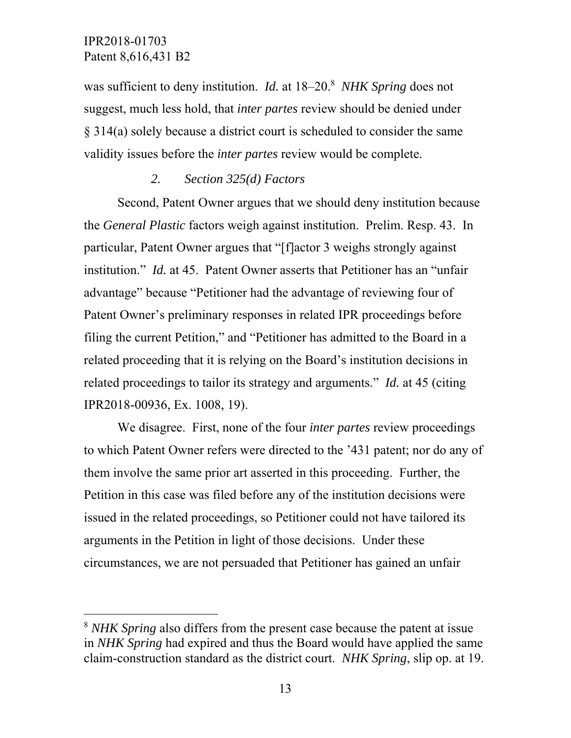was sufficient to deny institution. *Id.* at 18–20.[8] *NHK Spring* does not suggest, much less hold, that *inter partes* review should be denied under § 314(a) solely because a district court is scheduled to consider the same validity issues before the *inter partes* review would be complete.

*2. Section 325(d) Factors*

Second, Patent Owner argues that we should deny institution because the *General Plastic* factors weigh against institution. Prelim. Resp. 43. In particular, Patent Owner argues that "[f]actor 3 weighs strongly against institution." *Id.* at 45. Patent Owner asserts that Petitioner has an "unfair advantage" because "Petitioner had the advantage of reviewing four of Patent Owner's preliminary responses in related IPR proceedings before filing the current Petition," and "Petitioner has admitted to the Board in a related proceeding that it is relying on the Board's institution decisions in related proceedings to tailor its strategy and arguments." *Id.* at 45 (citing IPR2018-00936, Ex. 1008, 19).

We disagree. First, none of the four *inter partes* review proceedings to which Patent Owner refers were directed to the '431 patent; nor do any of them involve the same prior art asserted in this proceeding. Further, the Petition in this case was filed before any of the institution decisions were issued in the related proceedings, so Petitioner could not have tailored its arguments in the Petition in light of those decisions. Under these circumstances, we are not persuaded that Petitioner has gained an unfair

[8] *NHK Spring* also differs from the present case because the patent at issue in *NHK Spring* had expired and thus the Board would have applied the same claim-construction standard as the district court. *NHK Spring*, slip op. at 19.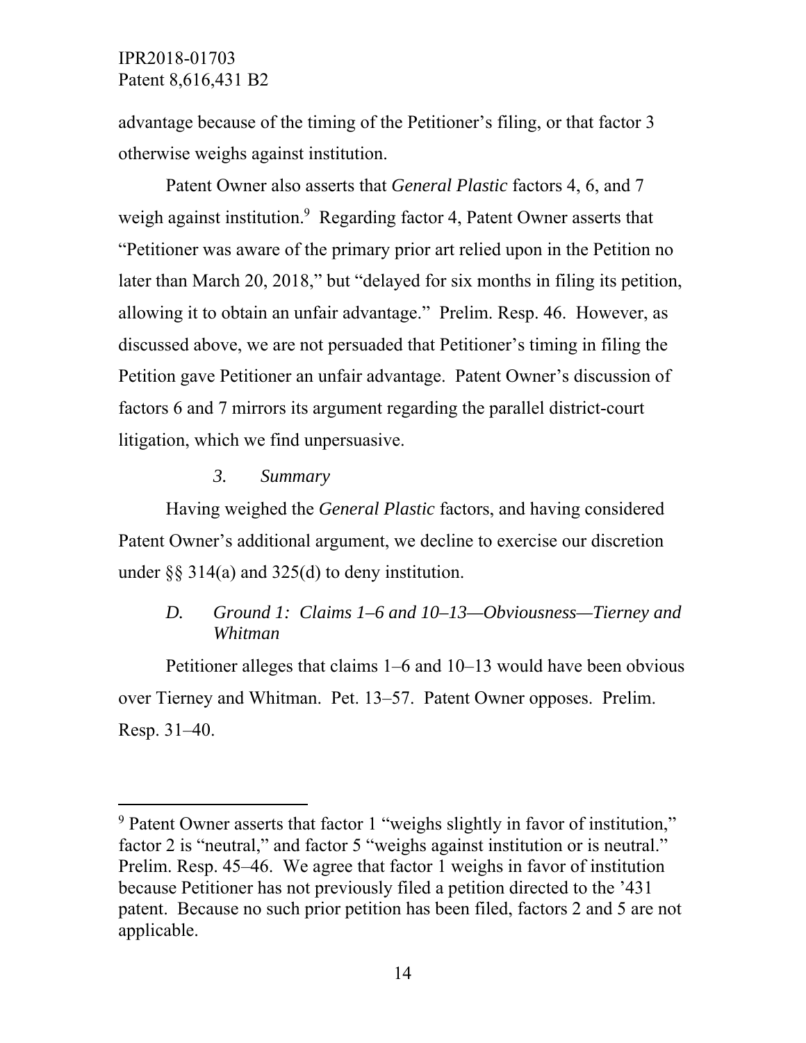advantage because of the timing of the Petitioner's filing, or that factor 3 otherwise weighs against institution.

Patent Owner also asserts that *General Plastic* factors 4, 6, and 7 weigh against institution.[9] Regarding factor 4, Patent Owner asserts that "Petitioner was aware of the primary prior art relied upon in the Petition no later than March 20, 2018," but "delayed for six months in filing its petition, allowing it to obtain an unfair advantage." Prelim. Resp. 46. However, as discussed above, we are not persuaded that Petitioner's timing in filing the Petition gave Petitioner an unfair advantage. Patent Owner's discussion of factors 6 and 7 mirrors its argument regarding the parallel district-court litigation, which we find unpersuasive.

### *3. Summary*

Having weighed the *General Plastic* factors, and having considered Patent Owner's additional argument, we decline to exercise our discretion under §§ 314(a) and 325(d) to deny institution.

## *D. Ground 1: Claims 1–6 and 10–13—Obviousness—Tierney and Whitman*

Petitioner alleges that claims 1–6 and 10–13 would have been obvious over Tierney and Whitman. Pet. 13–57. Patent Owner opposes. Prelim. Resp. 31–40.

---

[9] Patent Owner asserts that factor 1 "weighs slightly in favor of institution," factor 2 is "neutral," and factor 5 "weighs against institution or is neutral." Prelim. Resp. 45–46. We agree that factor 1 weighs in favor of institution because Petitioner has not previously filed a petition directed to the '431 patent. Because no such prior petition has been filed, factors 2 and 5 are not applicable.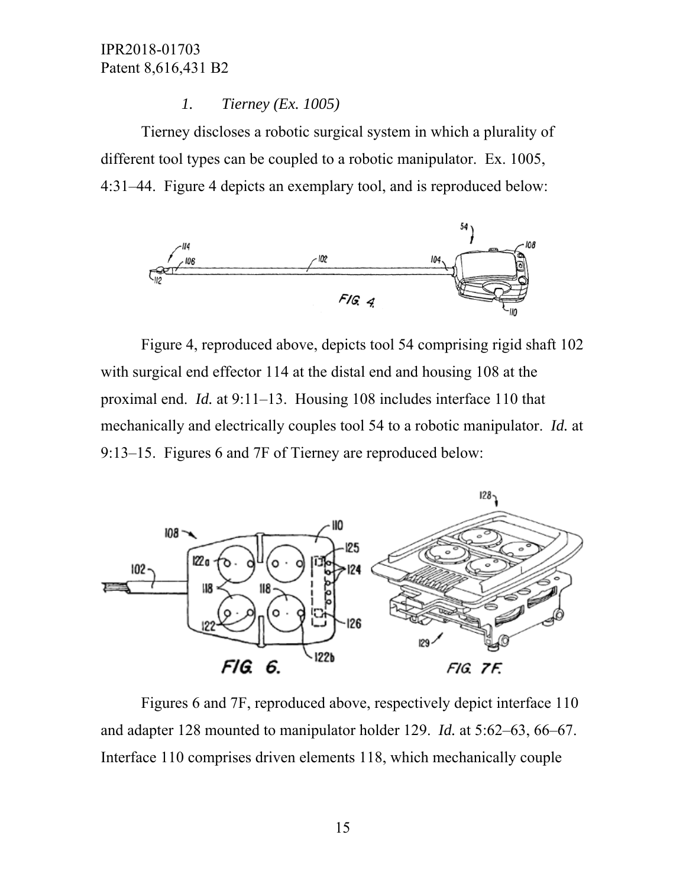### *1. Tierney (Ex. 1005)*

Tierney discloses a robotic surgical system in which a plurality of different tool types can be coupled to a robotic manipulator. Ex. 1005, 4:31–44. Figure 4 depicts an exemplary tool, and is reproduced below:

Figure 4, reproduced above, depicts tool 54 comprising rigid shaft 102 with surgical end effector 114 at the distal end and housing 108 at the proximal end. *Id.* at 9:11–13. Housing 108 includes interface 110 that mechanically and electrically couples tool 54 to a robotic manipulator. *Id.* at 9:13–15. Figures 6 and 7F of Tierney are reproduced below:

Figures 6 and 7F, reproduced above, respectively depict interface 110 and adapter 128 mounted to manipulator holder 129. *Id.* at 5:62–63, 66–67. Interface 110 comprises driven elements 118, which mechanically couple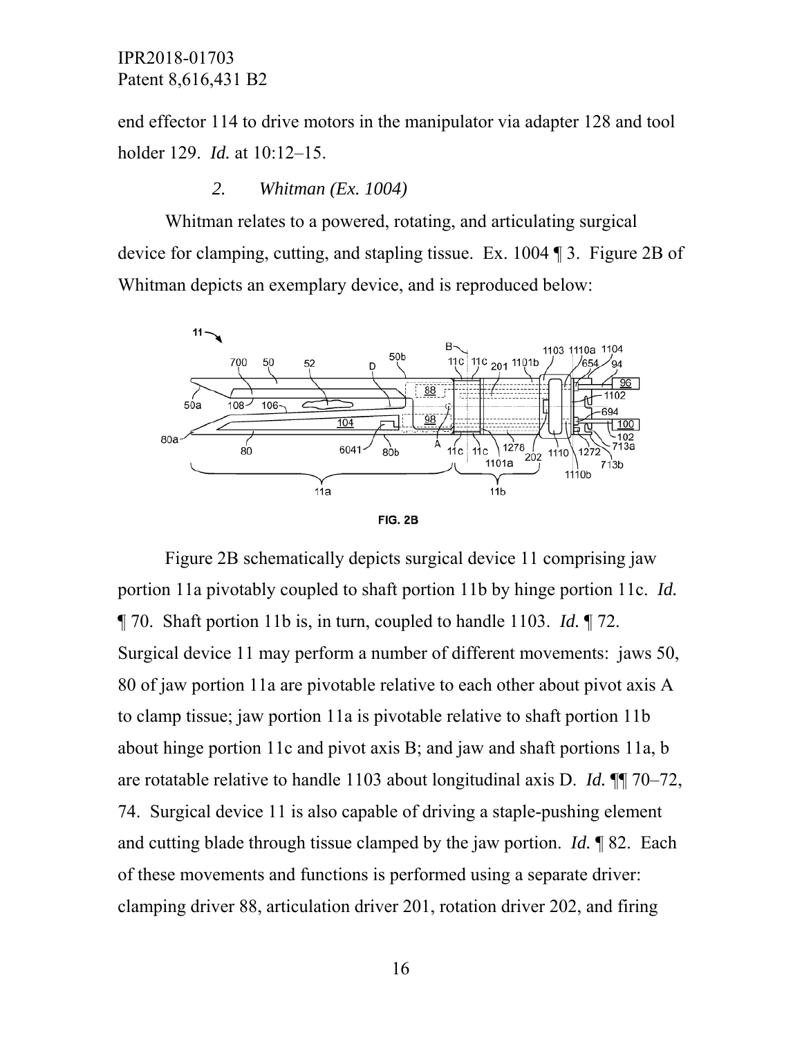end effector 114 to drive motors in the manipulator via adapter 128 and tool holder 129. *Id.* at 10:12–15.

### *2. Whitman (Ex. 1004)*

Whitman relates to a powered, rotating, and articulating surgical device for clamping, cutting, and stapling tissue. Ex. 1004 ¶ 3. Figure 2B of Whitman depicts an exemplary device, and is reproduced below:

FIG. 2B

Figure 2B schematically depicts surgical device 11 comprising jaw portion 11a pivotably coupled to shaft portion 11b by hinge portion 11c. *Id.* ¶ 70. Shaft portion 11b is, in turn, coupled to handle 1103. *Id.* ¶ 72. Surgical device 11 may perform a number of different movements: jaws 50, 80 of jaw portion 11a are pivotable relative to each other about pivot axis A to clamp tissue; jaw portion 11a is pivotable relative to shaft portion 11b about hinge portion 11c and pivot axis B; and jaw and shaft portions 11a, b are rotatable relative to handle 1103 about longitudinal axis D. *Id.* ¶¶ 70–72, 74. Surgical device 11 is also capable of driving a staple-pushing element and cutting blade through tissue clamped by the jaw portion. *Id.* ¶ 82. Each of these movements and functions is performed using a separate driver: clamping driver 88, articulation driver 201, rotation driver 202, and firing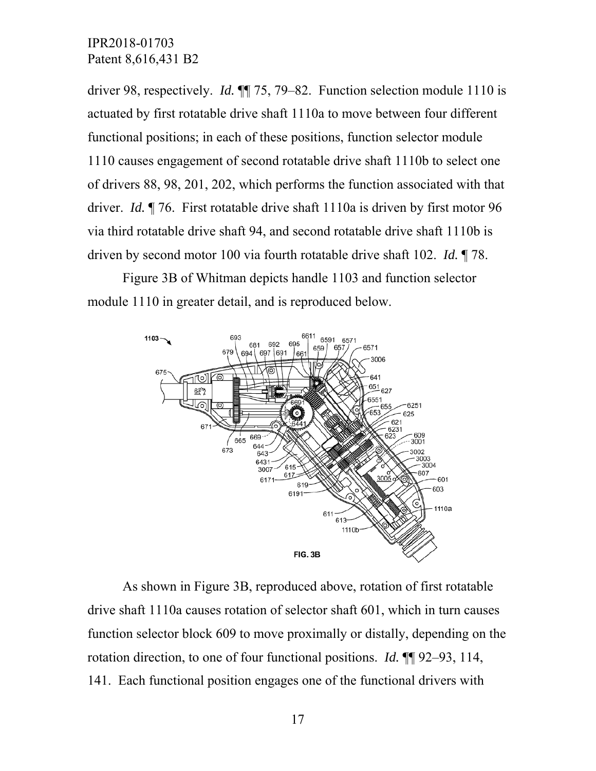driver 98, respectively. *Id.* ¶¶ 75, 79–82. Function selection module 1110 is actuated by first rotatable drive shaft 1110a to move between four different functional positions; in each of these positions, function selector module 1110 causes engagement of second rotatable drive shaft 1110b to select one of drivers 88, 98, 201, 202, which performs the function associated with that driver. *Id.* ¶ 76. First rotatable drive shaft 1110a is driven by first motor 96 via third rotatable drive shaft 94, and second rotatable drive shaft 1110b is driven by second motor 100 via fourth rotatable drive shaft 102. *Id.* ¶ 78.

Figure 3B of Whitman depicts handle 1103 and function selector module 1110 in greater detail, and is reproduced below.

FIG. 3B

As shown in Figure 3B, reproduced above, rotation of first rotatable drive shaft 1110a causes rotation of selector shaft 601, which in turn causes function selector block 609 to move proximally or distally, depending on the rotation direction, to one of four functional positions. *Id.* ¶¶ 92–93, 114, 141. Each functional position engages one of the functional drivers with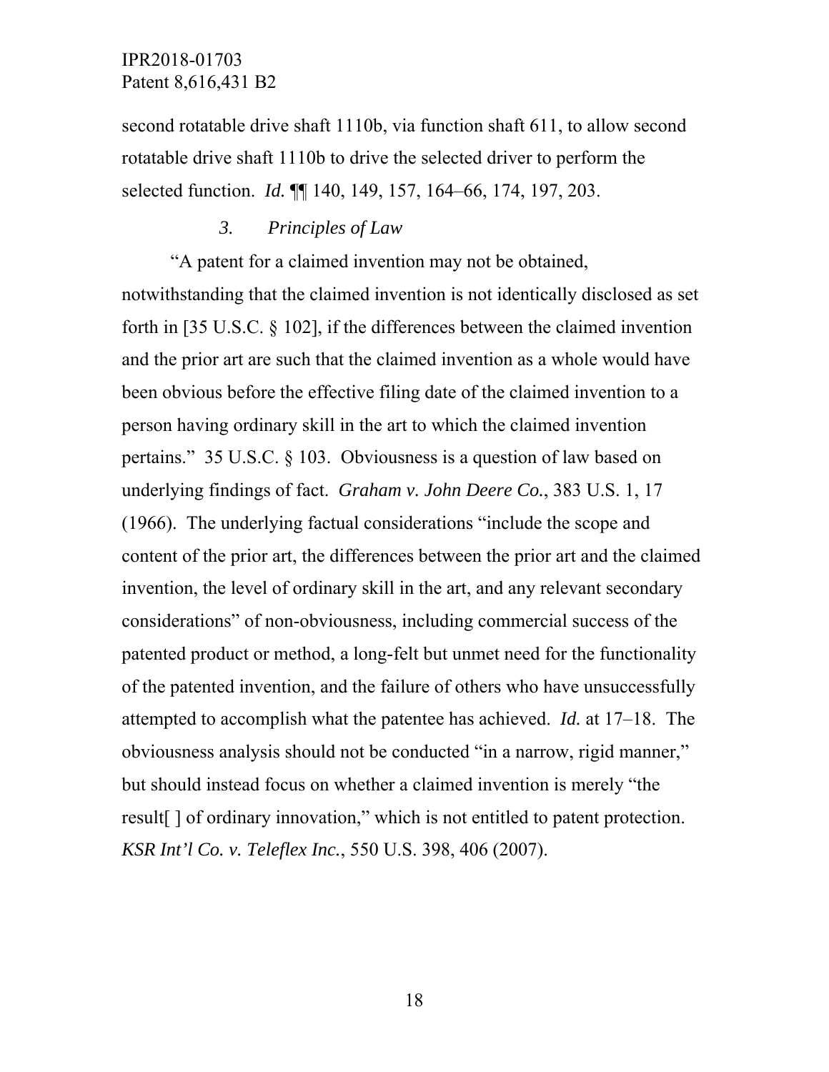second rotatable drive shaft 1110b, via function shaft 611, to allow second rotatable drive shaft 1110b to drive the selected driver to perform the selected function. *Id.* ¶¶ 140, 149, 157, 164–66, 174, 197, 203.

### *3. Principles of Law*

"A patent for a claimed invention may not be obtained, notwithstanding that the claimed invention is not identically disclosed as set forth in [35 U.S.C. § 102], if the differences between the claimed invention and the prior art are such that the claimed invention as a whole would have been obvious before the effective filing date of the claimed invention to a person having ordinary skill in the art to which the claimed invention pertains." 35 U.S.C. § 103. Obviousness is a question of law based on underlying findings of fact. *Graham v. John Deere Co.*, 383 U.S. 1, 17 (1966). The underlying factual considerations "include the scope and content of the prior art, the differences between the prior art and the claimed invention, the level of ordinary skill in the art, and any relevant secondary considerations" of non-obviousness, including commercial success of the patented product or method, a long-felt but unmet need for the functionality of the patented invention, and the failure of others who have unsuccessfully attempted to accomplish what the patentee has achieved. *Id.* at 17–18. The obviousness analysis should not be conducted "in a narrow, rigid manner," but should instead focus on whether a claimed invention is merely "the result[ ] of ordinary innovation," which is not entitled to patent protection. *KSR Int'l Co. v. Teleflex Inc.*, 550 U.S. 398, 406 (2007).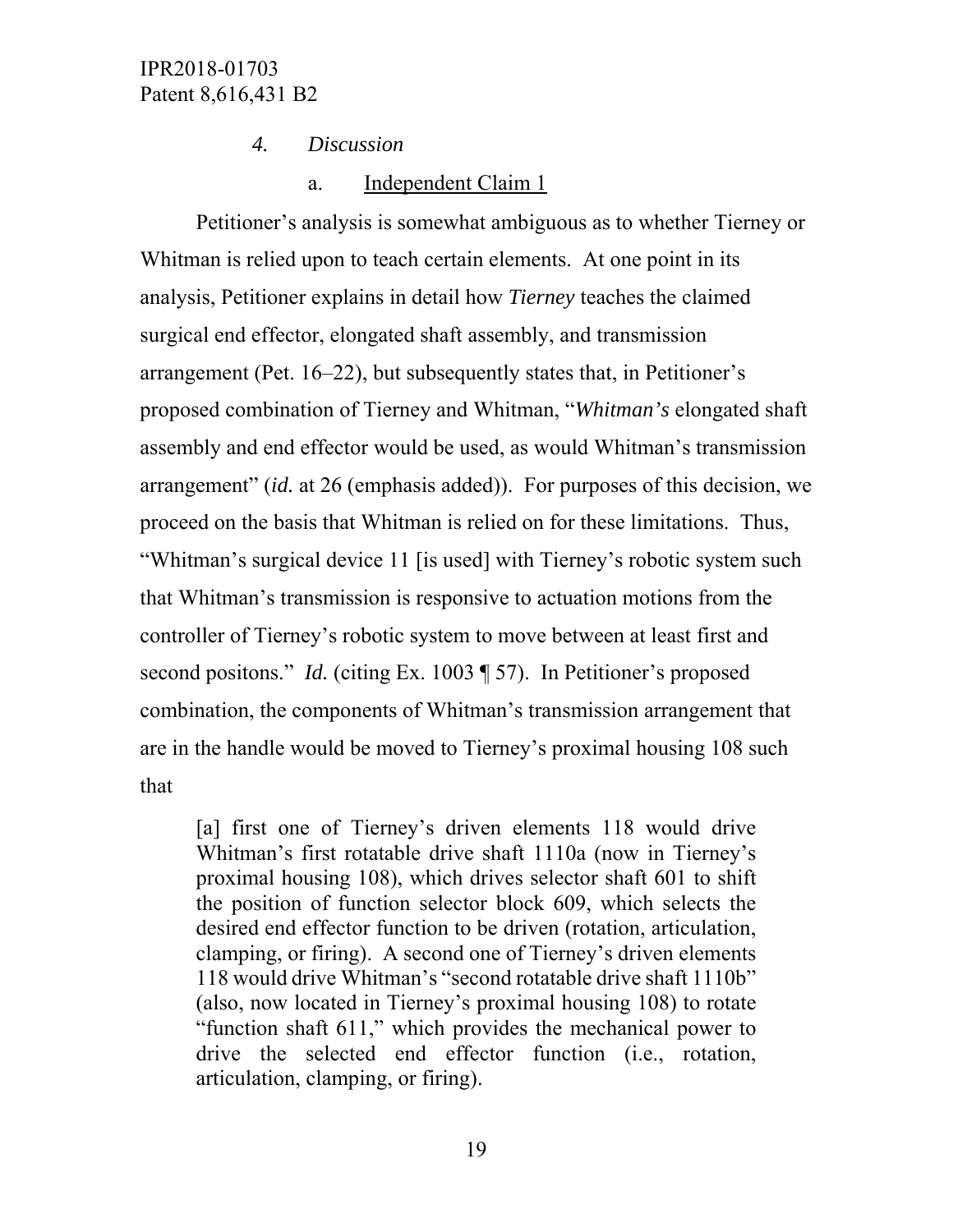#### *4. Discussion*

##### a. Independent Claim 1

Petitioner's analysis is somewhat ambiguous as to whether Tierney or Whitman is relied upon to teach certain elements. At one point in its analysis, Petitioner explains in detail how *Tierney* teaches the claimed surgical end effector, elongated shaft assembly, and transmission arrangement (Pet. 16–22), but subsequently states that, in Petitioner's proposed combination of Tierney and Whitman, "*Whitman's* elongated shaft assembly and end effector would be used, as would Whitman's transmission arrangement" (*id.* at 26 (emphasis added)). For purposes of this decision, we proceed on the basis that Whitman is relied on for these limitations. Thus, "Whitman's surgical device 11 [is used] with Tierney's robotic system such that Whitman's transmission is responsive to actuation motions from the controller of Tierney's robotic system to move between at least first and second positons." *Id.* (citing Ex. 1003 ¶ 57). In Petitioner's proposed combination, the components of Whitman's transmission arrangement that are in the handle would be moved to Tierney's proximal housing 108 such that

> [a] first one of Tierney's driven elements 118 would drive Whitman's first rotatable drive shaft 1110a (now in Tierney's proximal housing 108), which drives selector shaft 601 to shift the position of function selector block 609, which selects the desired end effector function to be driven (rotation, articulation, clamping, or firing). A second one of Tierney's driven elements 118 would drive Whitman's "second rotatable drive shaft 1110b" (also, now located in Tierney's proximal housing 108) to rotate "function shaft 611," which provides the mechanical power to drive the selected end effector function (i.e., rotation, articulation, clamping, or firing).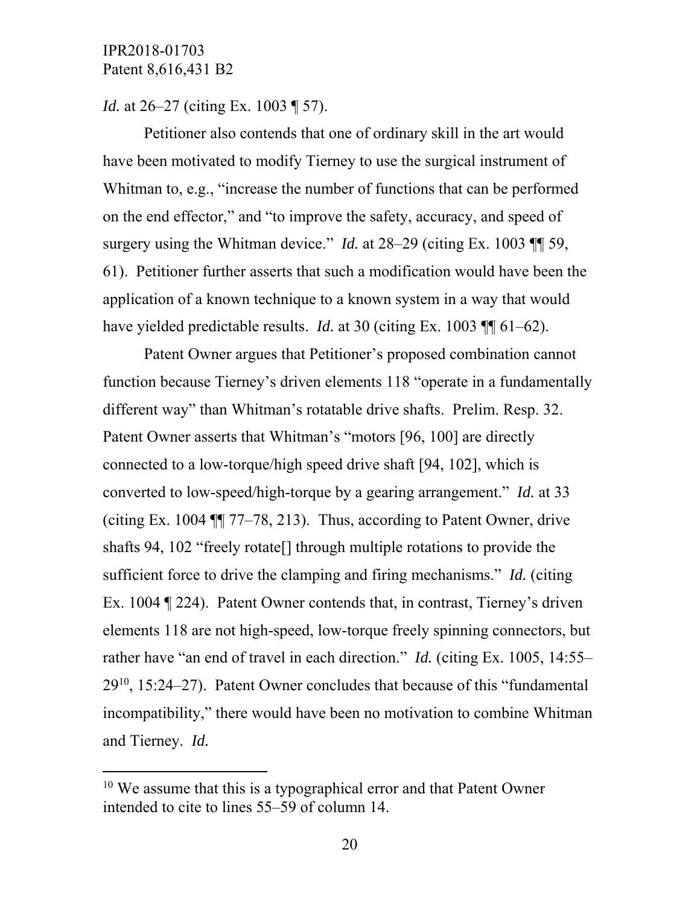*Id.* at 26–27 (citing Ex. 1003 ¶ 57).

Petitioner also contends that one of ordinary skill in the art would have been motivated to modify Tierney to use the surgical instrument of Whitman to, e.g., "increase the number of functions that can be performed on the end effector," and "to improve the safety, accuracy, and speed of surgery using the Whitman device." *Id.* at 28–29 (citing Ex. 1003 ¶¶ 59, 61). Petitioner further asserts that such a modification would have been the application of a known technique to a known system in a way that would have yielded predictable results. *Id.* at 30 (citing Ex. 1003 ¶¶ 61–62).

Patent Owner argues that Petitioner's proposed combination cannot function because Tierney's driven elements 118 "operate in a fundamentally different way" than Whitman's rotatable drive shafts. Prelim. Resp. 32. Patent Owner asserts that Whitman's "motors [96, 100] are directly connected to a low-torque/high speed drive shaft [94, 102], which is converted to low-speed/high-torque by a gearing arrangement." *Id.* at 33 (citing Ex. 1004 ¶¶ 77–78, 213). Thus, according to Patent Owner, drive shafts 94, 102 "freely rotate[] through multiple rotations to provide the sufficient force to drive the clamping and firing mechanisms." *Id.* (citing Ex. 1004 ¶ 224). Patent Owner contends that, in contrast, Tierney's driven elements 118 are not high-speed, low-torque freely spinning connectors, but rather have "an end of travel in each direction." *Id.* (citing Ex. 1005, 14:55–29[10], 15:24–27). Patent Owner concludes that because of this "fundamental incompatibility," there would have been no motivation to combine Whitman and Tierney. *Id.*

---

[10] We assume that this is a typographical error and that Patent Owner intended to cite to lines 55–59 of column 14.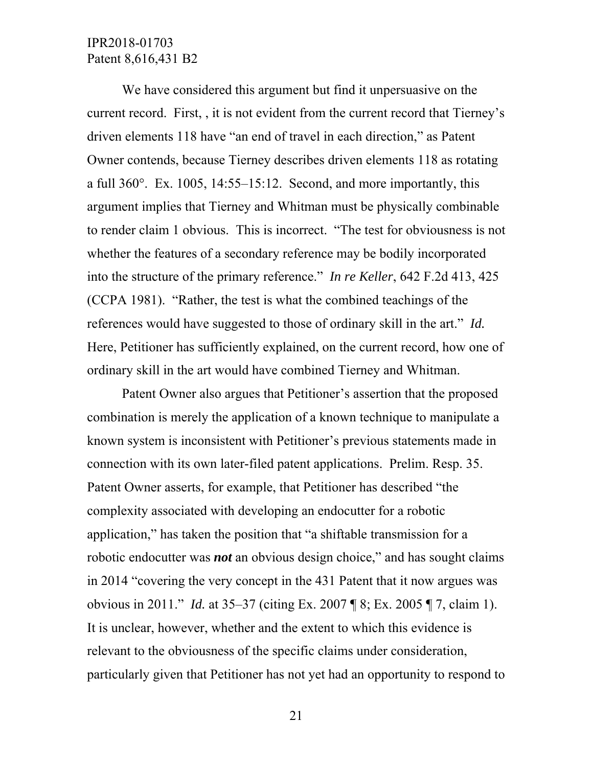We have considered this argument but find it unpersuasive on the current record. First, , it is not evident from the current record that Tierney's driven elements 118 have "an end of travel in each direction," as Patent Owner contends, because Tierney describes driven elements 118 as rotating a full 360°. Ex. 1005, 14:55–15:12. Second, and more importantly, this argument implies that Tierney and Whitman must be physically combinable to render claim 1 obvious. This is incorrect. "The test for obviousness is not whether the features of a secondary reference may be bodily incorporated into the structure of the primary reference." *In re Keller*, 642 F.2d 413, 425 (CCPA 1981). "Rather, the test is what the combined teachings of the references would have suggested to those of ordinary skill in the art." *Id.* Here, Petitioner has sufficiently explained, on the current record, how one of ordinary skill in the art would have combined Tierney and Whitman.

Patent Owner also argues that Petitioner's assertion that the proposed combination is merely the application of a known technique to manipulate a known system is inconsistent with Petitioner's previous statements made in connection with its own later-filed patent applications. Prelim. Resp. 35. Patent Owner asserts, for example, that Petitioner has described "the complexity associated with developing an endocutter for a robotic application," has taken the position that "a shiftable transmission for a robotic endocutter was ***not*** an obvious design choice," and has sought claims in 2014 "covering the very concept in the 431 Patent that it now argues was obvious in 2011." *Id.* at 35–37 (citing Ex. 2007 ¶ 8; Ex. 2005 ¶ 7, claim 1). It is unclear, however, whether and the extent to which this evidence is relevant to the obviousness of the specific claims under consideration, particularly given that Petitioner has not yet had an opportunity to respond to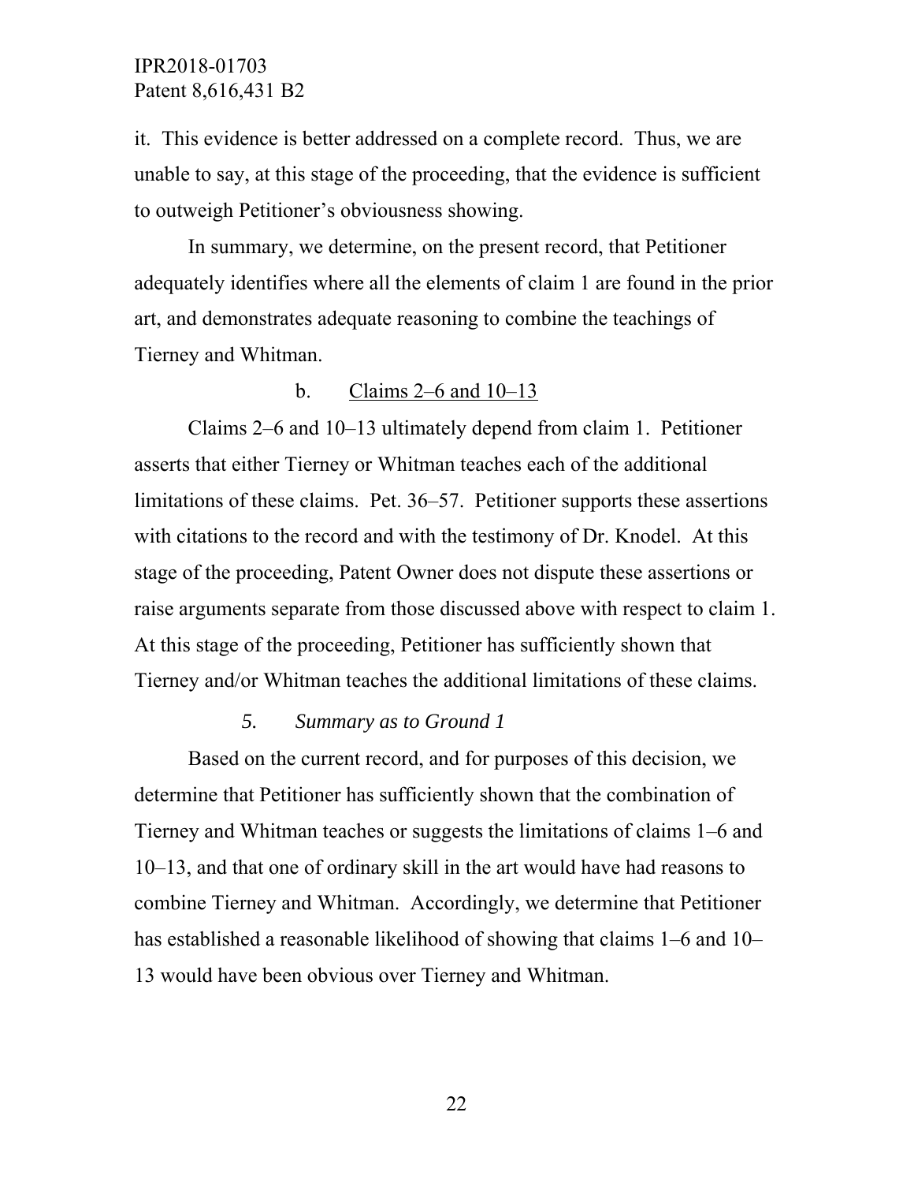it. This evidence is better addressed on a complete record. Thus, we are unable to say, at this stage of the proceeding, that the evidence is sufficient to outweigh Petitioner's obviousness showing.

In summary, we determine, on the present record, that Petitioner adequately identifies where all the elements of claim 1 are found in the prior art, and demonstrates adequate reasoning to combine the teachings of Tierney and Whitman.

b. <u>Claims 2–6 and 10–13</u>

Claims 2–6 and 10–13 ultimately depend from claim 1. Petitioner asserts that either Tierney or Whitman teaches each of the additional limitations of these claims. Pet. 36–57. Petitioner supports these assertions with citations to the record and with the testimony of Dr. Knodel. At this stage of the proceeding, Patent Owner does not dispute these assertions or raise arguments separate from those discussed above with respect to claim 1. At this stage of the proceeding, Petitioner has sufficiently shown that Tierney and/or Whitman teaches the additional limitations of these claims.

*5. Summary as to Ground 1*

Based on the current record, and for purposes of this decision, we determine that Petitioner has sufficiently shown that the combination of Tierney and Whitman teaches or suggests the limitations of claims 1–6 and 10–13, and that one of ordinary skill in the art would have had reasons to combine Tierney and Whitman. Accordingly, we determine that Petitioner has established a reasonable likelihood of showing that claims 1–6 and 10–13 would have been obvious over Tierney and Whitman.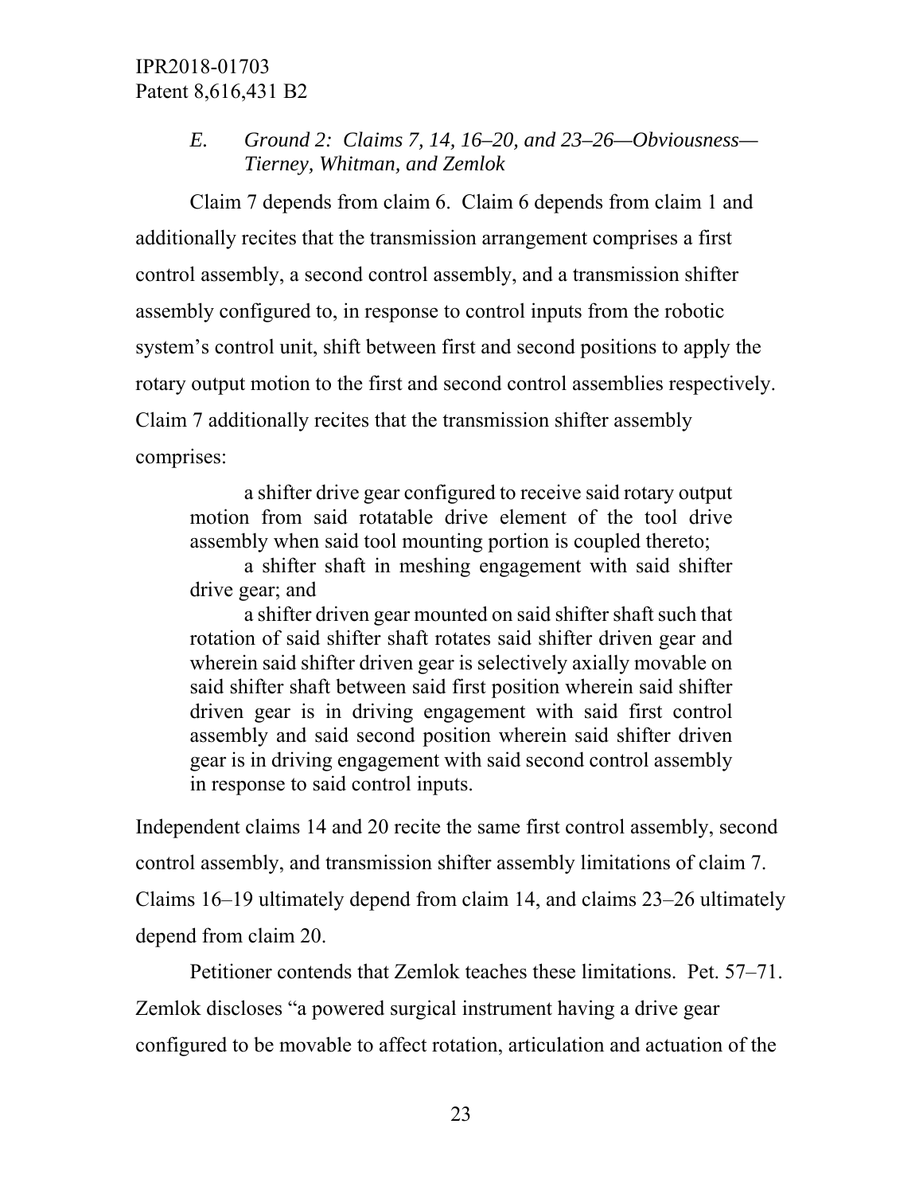### *E. Ground 2: Claims 7, 14, 16–20, and 23–26—Obviousness—Tierney, Whitman, and Zemlok*

Claim 7 depends from claim 6. Claim 6 depends from claim 1 and additionally recites that the transmission arrangement comprises a first control assembly, a second control assembly, and a transmission shifter assembly configured to, in response to control inputs from the robotic system's control unit, shift between first and second positions to apply the rotary output motion to the first and second control assemblies respectively. Claim 7 additionally recites that the transmission shifter assembly comprises:

> a shifter drive gear configured to receive said rotary output motion from said rotatable drive element of the tool drive assembly when said tool mounting portion is coupled thereto;
>
> a shifter shaft in meshing engagement with said shifter drive gear; and
>
> a shifter driven gear mounted on said shifter shaft such that rotation of said shifter shaft rotates said shifter driven gear and wherein said shifter driven gear is selectively axially movable on said shifter shaft between said first position wherein said shifter driven gear is in driving engagement with said first control assembly and said second position wherein said shifter driven gear is in driving engagement with said second control assembly in response to said control inputs.

Independent claims 14 and 20 recite the same first control assembly, second control assembly, and transmission shifter assembly limitations of claim 7. Claims 16–19 ultimately depend from claim 14, and claims 23–26 ultimately depend from claim 20.

Petitioner contends that Zemlok teaches these limitations. Pet. 57–71. Zemlok discloses "a powered surgical instrument having a drive gear configured to be movable to affect rotation, articulation and actuation of the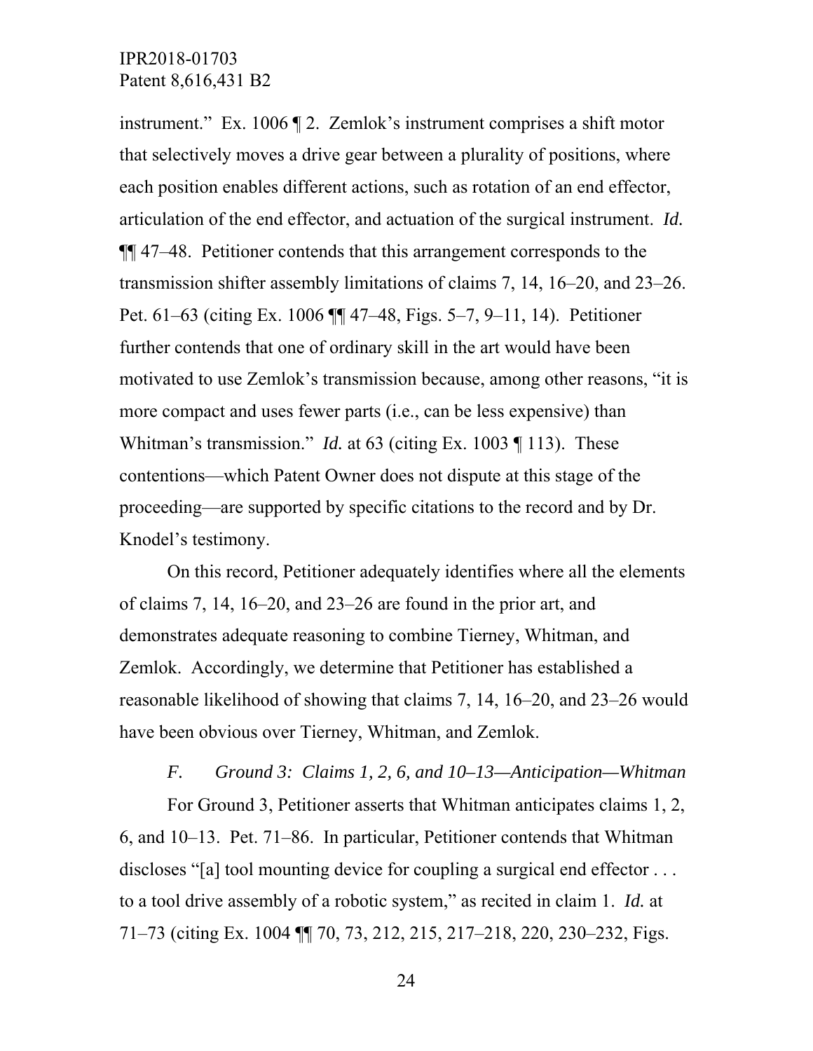instrument." Ex. 1006 ¶ 2. Zemlok's instrument comprises a shift motor that selectively moves a drive gear between a plurality of positions, where each position enables different actions, such as rotation of an end effector, articulation of the end effector, and actuation of the surgical instrument. *Id.* ¶¶ 47–48. Petitioner contends that this arrangement corresponds to the transmission shifter assembly limitations of claims 7, 14, 16–20, and 23–26. Pet. 61–63 (citing Ex. 1006 ¶¶ 47–48, Figs. 5–7, 9–11, 14). Petitioner further contends that one of ordinary skill in the art would have been motivated to use Zemlok's transmission because, among other reasons, "it is more compact and uses fewer parts (i.e., can be less expensive) than Whitman's transmission." *Id.* at 63 (citing Ex. 1003 ¶ 113). These contentions—which Patent Owner does not dispute at this stage of the proceeding—are supported by specific citations to the record and by Dr. Knodel's testimony.

On this record, Petitioner adequately identifies where all the elements of claims 7, 14, 16–20, and 23–26 are found in the prior art, and demonstrates adequate reasoning to combine Tierney, Whitman, and Zemlok. Accordingly, we determine that Petitioner has established a reasonable likelihood of showing that claims 7, 14, 16–20, and 23–26 would have been obvious over Tierney, Whitman, and Zemlok.

### *F. Ground 3: Claims 1, 2, 6, and 10–13—Anticipation—Whitman*

For Ground 3, Petitioner asserts that Whitman anticipates claims 1, 2, 6, and 10–13. Pet. 71–86. In particular, Petitioner contends that Whitman discloses "[a] tool mounting device for coupling a surgical end effector . . . to a tool drive assembly of a robotic system," as recited in claim 1. *Id.* at 71–73 (citing Ex. 1004 ¶¶ 70, 73, 212, 215, 217–218, 220, 230–232, Figs.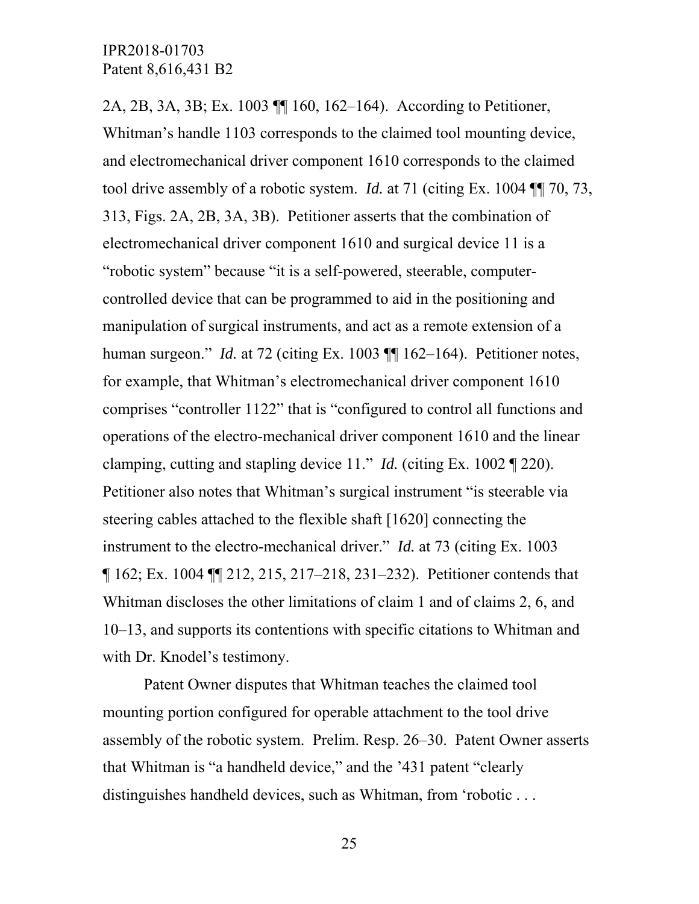2A, 2B, 3A, 3B; Ex. 1003 ¶¶ 160, 162–164). According to Petitioner, Whitman's handle 1103 corresponds to the claimed tool mounting device, and electromechanical driver component 1610 corresponds to the claimed tool drive assembly of a robotic system. *Id.* at 71 (citing Ex. 1004 ¶¶ 70, 73, 313, Figs. 2A, 2B, 3A, 3B). Petitioner asserts that the combination of electromechanical driver component 1610 and surgical device 11 is a "robotic system" because "it is a self-powered, steerable, computer-controlled device that can be programmed to aid in the positioning and manipulation of surgical instruments, and act as a remote extension of a human surgeon." *Id.* at 72 (citing Ex. 1003 ¶¶ 162–164). Petitioner notes, for example, that Whitman's electromechanical driver component 1610 comprises "controller 1122" that is "configured to control all functions and operations of the electro-mechanical driver component 1610 and the linear clamping, cutting and stapling device 11." *Id.* (citing Ex. 1002 ¶ 220). Petitioner also notes that Whitman's surgical instrument "is steerable via steering cables attached to the flexible shaft [1620] connecting the instrument to the electro-mechanical driver." *Id.* at 73 (citing Ex. 1003 ¶ 162; Ex. 1004 ¶¶ 212, 215, 217–218, 231–232). Petitioner contends that Whitman discloses the other limitations of claim 1 and of claims 2, 6, and 10–13, and supports its contentions with specific citations to Whitman and with Dr. Knodel's testimony.

Patent Owner disputes that Whitman teaches the claimed tool mounting portion configured for operable attachment to the tool drive assembly of the robotic system. Prelim. Resp. 26–30. Patent Owner asserts that Whitman is "a handheld device," and the '431 patent "clearly distinguishes handheld devices, such as Whitman, from 'robotic . . .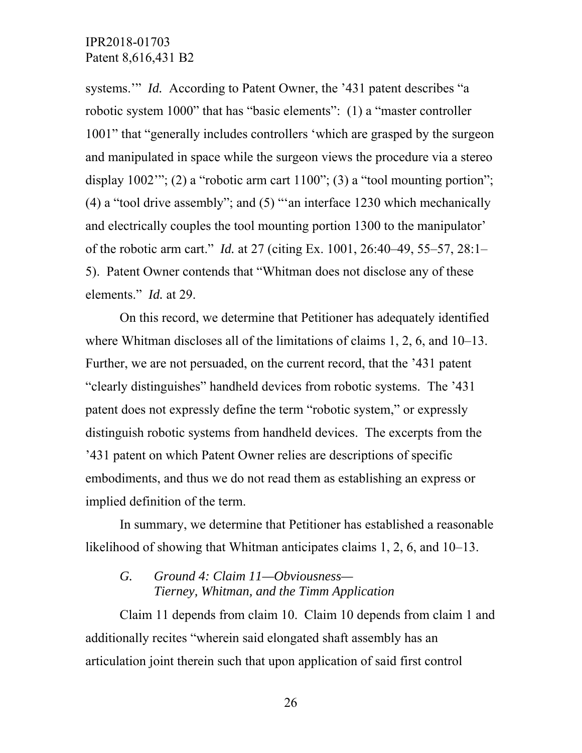systems.'" *Id.* According to Patent Owner, the '431 patent describes "a robotic system 1000" that has "basic elements": (1) a "master controller 1001" that "generally includes controllers 'which are grasped by the surgeon and manipulated in space while the surgeon views the procedure via a stereo display 1002'"; (2) a "robotic arm cart 1100"; (3) a "tool mounting portion"; (4) a "tool drive assembly"; and (5) "'an interface 1230 which mechanically and electrically couples the tool mounting portion 1300 to the manipulator' of the robotic arm cart." *Id.* at 27 (citing Ex. 1001, 26:40–49, 55–57, 28:1–5). Patent Owner contends that "Whitman does not disclose any of these elements." *Id.* at 29.

On this record, we determine that Petitioner has adequately identified where Whitman discloses all of the limitations of claims 1, 2, 6, and 10–13. Further, we are not persuaded, on the current record, that the '431 patent "clearly distinguishes" handheld devices from robotic systems. The '431 patent does not expressly define the term "robotic system," or expressly distinguish robotic systems from handheld devices. The excerpts from the '431 patent on which Patent Owner relies are descriptions of specific embodiments, and thus we do not read them as establishing an express or implied definition of the term.

In summary, we determine that Petitioner has established a reasonable likelihood of showing that Whitman anticipates claims 1, 2, 6, and 10–13.

### *G. Ground 4: Claim 11—Obviousness— Tierney, Whitman, and the Timm Application*

Claim 11 depends from claim 10. Claim 10 depends from claim 1 and additionally recites "wherein said elongated shaft assembly has an articulation joint therein such that upon application of said first control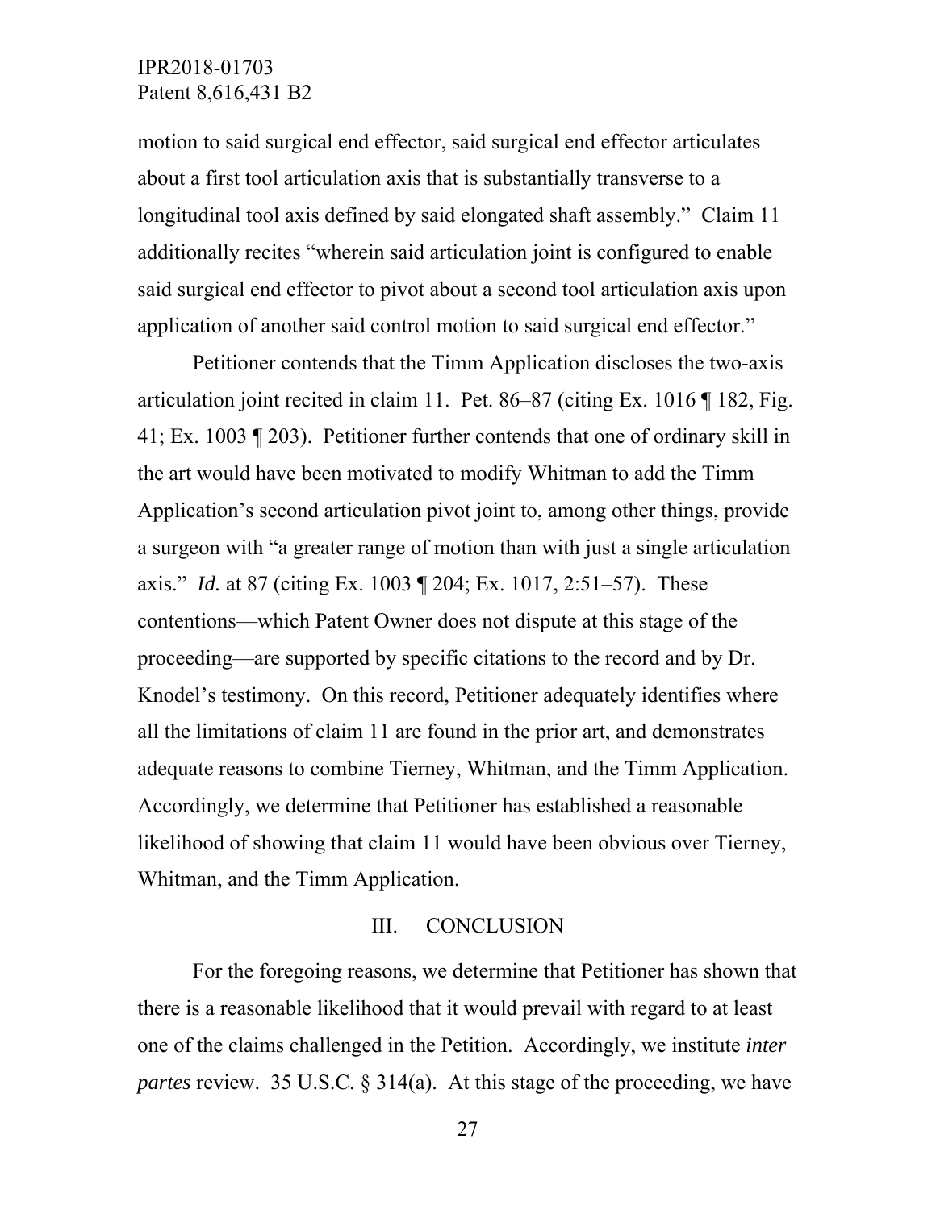motion to said surgical end effector, said surgical end effector articulates about a first tool articulation axis that is substantially transverse to a longitudinal tool axis defined by said elongated shaft assembly." Claim 11 additionally recites "wherein said articulation joint is configured to enable said surgical end effector to pivot about a second tool articulation axis upon application of another said control motion to said surgical end effector."

Petitioner contends that the Timm Application discloses the two-axis articulation joint recited in claim 11. Pet. 86–87 (citing Ex. 1016 ¶ 182, Fig. 41; Ex. 1003 ¶ 203). Petitioner further contends that one of ordinary skill in the art would have been motivated to modify Whitman to add the Timm Application's second articulation pivot joint to, among other things, provide a surgeon with "a greater range of motion than with just a single articulation axis." *Id.* at 87 (citing Ex. 1003 ¶ 204; Ex. 1017, 2:51–57). These contentions—which Patent Owner does not dispute at this stage of the proceeding—are supported by specific citations to the record and by Dr. Knodel's testimony. On this record, Petitioner adequately identifies where all the limitations of claim 11 are found in the prior art, and demonstrates adequate reasons to combine Tierney, Whitman, and the Timm Application. Accordingly, we determine that Petitioner has established a reasonable likelihood of showing that claim 11 would have been obvious over Tierney, Whitman, and the Timm Application.

## III. CONCLUSION

For the foregoing reasons, we determine that Petitioner has shown that there is a reasonable likelihood that it would prevail with regard to at least one of the claims challenged in the Petition. Accordingly, we institute *inter partes* review. 35 U.S.C. § 314(a). At this stage of the proceeding, we have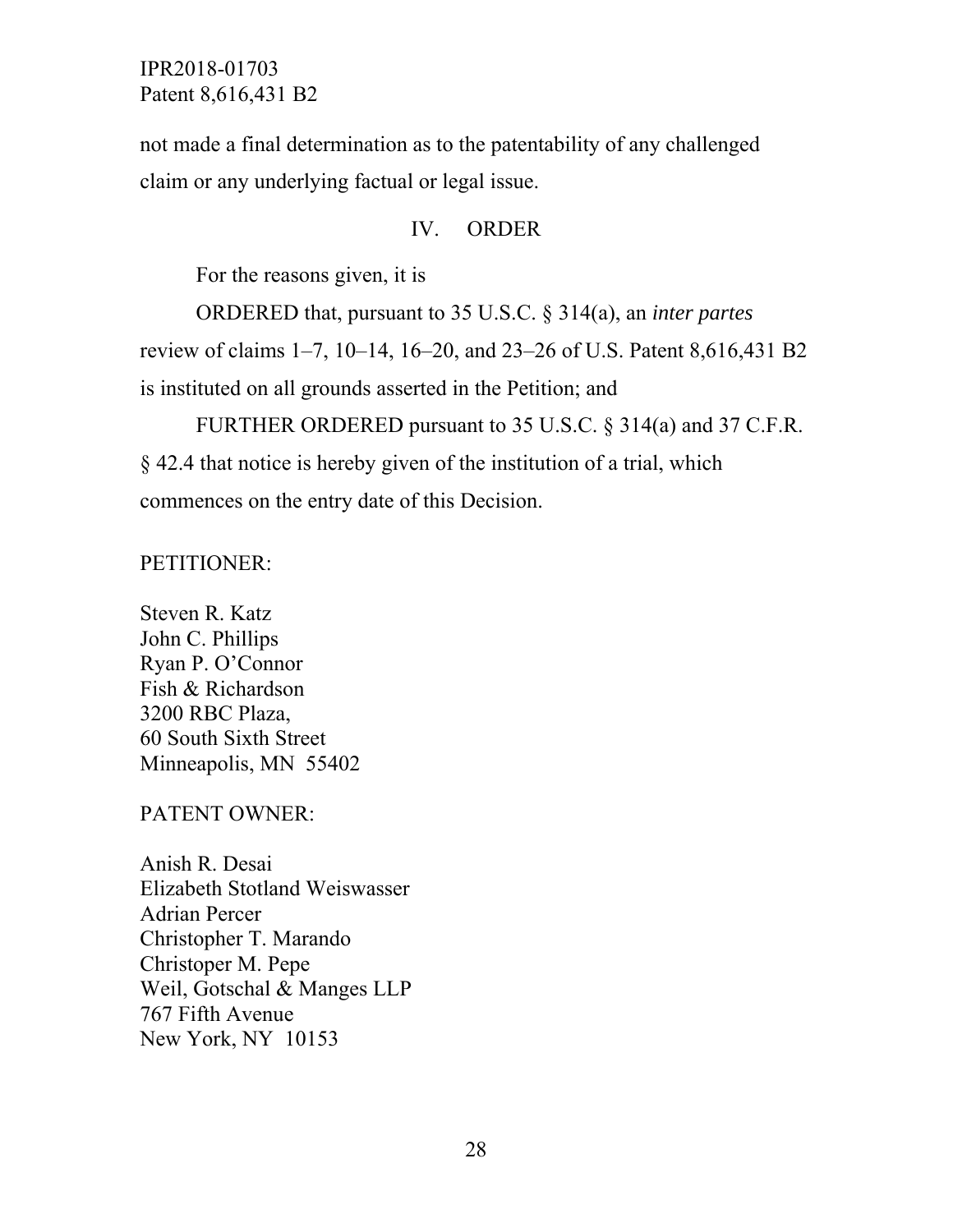not made a final determination as to the patentability of any challenged claim or any underlying factual or legal issue.

## IV. ORDER

For the reasons given, it is

ORDERED that, pursuant to 35 U.S.C. § 314(a), an *inter partes* review of claims 1–7, 10–14, 16–20, and 23–26 of U.S. Patent 8,616,431 B2 is instituted on all grounds asserted in the Petition; and

FURTHER ORDERED pursuant to 35 U.S.C. § 314(a) and 37 C.F.R. § 42.4 that notice is hereby given of the institution of a trial, which commences on the entry date of this Decision.

PETITIONER:

Steven R. Katz
John C. Phillips
Ryan P. O'Connor
Fish & Richardson
3200 RBC Plaza,
60 South Sixth Street
Minneapolis, MN 55402

PATENT OWNER:

Anish R. Desai
Elizabeth Stotland Weiswasser
Adrian Percer
Christopher T. Marando
Christoper M. Pepe
Weil, Gotschal & Manges LLP
767 Fifth Avenue
New York, NY 10153